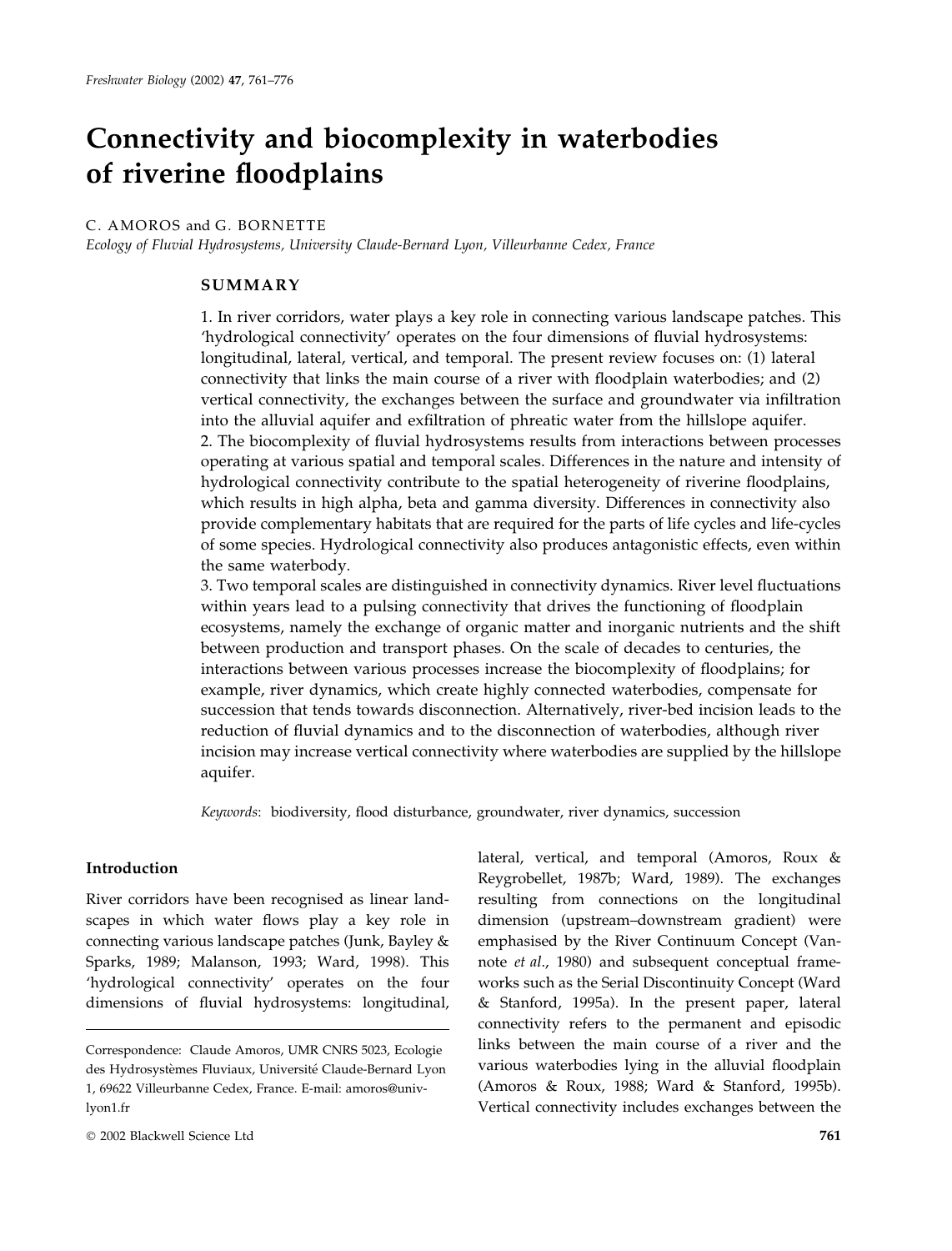# Connectivity and biocomplexity in waterbodies of riverine floodplains

C. AMOROS and G. BORNETTE

*Ecology of Fluvial Hydrosystems, University Claude-Bernard Lyon, Villeurbanne Cedex, France*

## SUMMARY

1. In river corridors, water plays a key role in connecting various landscape patches. This 'hydrological connectivity' operates on the four dimensions of fluvial hydrosystems: longitudinal, lateral, vertical, and temporal. The present review focuses on: (1) lateral connectivity that links the main course of a river with floodplain waterbodies; and (2) vertical connectivity, the exchanges between the surface and groundwater via infiltration into the alluvial aquifer and exfiltration of phreatic water from the hillslope aquifer.
2. The biocomplexity of fluvial hydrosystems results from interactions between processes operating at various spatial and temporal scales. Differences in the nature and intensity of hydrological connectivity contribute to the spatial heterogeneity of riverine floodplains, which results in high alpha, beta and gamma diversity. Differences in connectivity also provide complementary habitats that are required for the parts of life cycles and life-cycles of some species. Hydrological connectivity also produces antagonistic effects, even within the same waterbody.
3. Two temporal scales are distinguished in connectivity dynamics. River level fluctuations within years lead to a pulsing connectivity that drives the functioning of floodplain ecosystems, namely the exchange of organic matter and inorganic nutrients and the shift between production and transport phases. On the scale of decades to centuries, the interactions between various processes increase the biocomplexity of floodplains; for example, river dynamics, which create highly connected waterbodies, compensate for succession that tends towards disconnection. Alternatively, river-bed incision leads to the reduction of fluvial dynamics and to the disconnection of waterbodies, although river incision may increase vertical connectivity where waterbodies are supplied by the hillslope aquifer.

*Keywords*: biodiversity, flood disturbance, groundwater, river dynamics, succession

## Introduction

River corridors have been recognised as linear landscapes in which water flows play a key role in connecting various landscape patches (Junk, Bayley & Sparks, 1989; Malanson, 1993; Ward, 1998). This 'hydrological connectivity' operates on the four dimensions of fluvial hydrosystems: longitudinal, lateral, vertical, and temporal (Amoros, Roux & Reygrobellet, 1987b; Ward, 1989). The exchanges resulting from connections on the longitudinal dimension (upstream–downstream gradient) were emphasised by the River Continuum Concept (Vannote *et al*., 1980) and subsequent conceptual frameworks such as the Serial Discontinuity Concept (Ward & Stanford, 1995a). In the present paper, lateral connectivity refers to the permanent and episodic links between the main course of a river and the various waterbodies lying in the alluvial floodplain (Amoros & Roux, 1988; Ward & Stanford, 1995b). Vertical connectivity includes exchanges between the

Correspondence: Claude Amoros, UMR CNRS 5023, Ecologie des Hydrosystèmes Fluviaux, Université Claude-Bernard Lyon 1, 69622 Villeurbanne Cedex, France. E-mail: amoros@univ-lyon1.fr

© 2002 Blackwell Science Ltd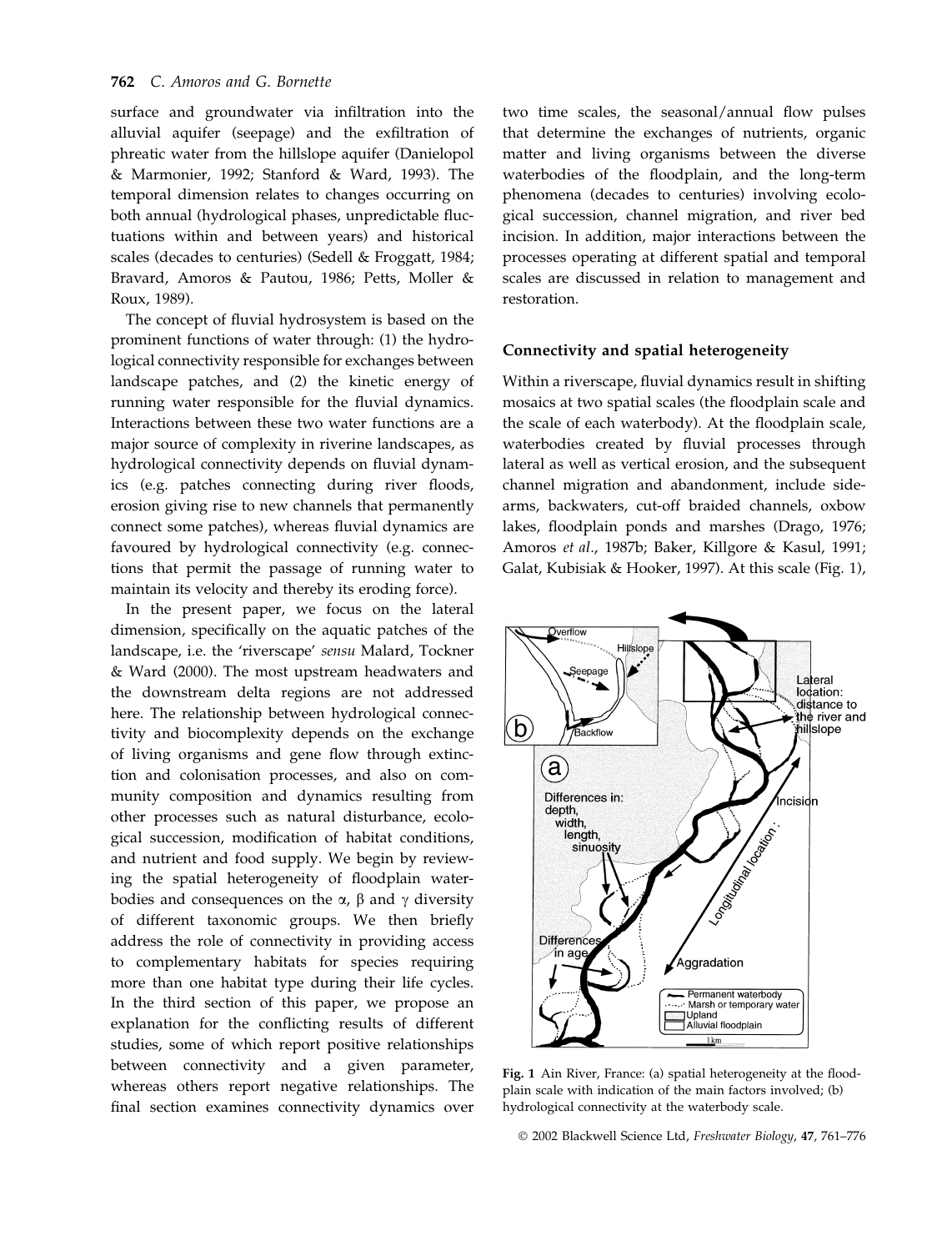surface and groundwater via infiltration into the alluvial aquifer (seepage) and the exfiltration of phreatic water from the hillslope aquifer (Danielopol & Marmonier, 1992; Stanford & Ward, 1993). The temporal dimension relates to changes occurring on both annual (hydrological phases, unpredictable fluctuations within and between years) and historical scales (decades to centuries) (Sedell & Froggatt, 1984; Bravard, Amoros & Pautou, 1986; Petts, Moller & Roux, 1989).

The concept of fluvial hydrosystem is based on the prominent functions of water through: (1) the hydrological connectivity responsible for exchanges between landscape patches, and (2) the kinetic energy of running water responsible for the fluvial dynamics. Interactions between these two water functions are a major source of complexity in riverine landscapes, as hydrological connectivity depends on fluvial dynamics (e.g. patches connecting during river floods, erosion giving rise to new channels that permanently connect some patches), whereas fluvial dynamics are favoured by hydrological connectivity (e.g. connections that permit the passage of running water to maintain its velocity and thereby its eroding force).

In the present paper, we focus on the lateral dimension, specifically on the aquatic patches of the landscape, i.e. the 'riverscape' *sensu* Malard, Tockner & Ward (2000). The most upstream headwaters and the downstream delta regions are not addressed here. The relationship between hydrological connectivity and biocomplexity depends on the exchange of living organisms and gene flow through extinction and colonisation processes, and also on community composition and dynamics resulting from other processes such as natural disturbance, ecological succession, modification of habitat conditions, and nutrient and food supply. We begin by reviewing the spatial heterogeneity of floodplain waterbodies and consequences on the $\alpha$, $\beta$ and $\gamma$ diversity of different taxonomic groups. We then briefly address the role of connectivity in providing access to complementary habitats for species requiring more than one habitat type during their life cycles. In the third section of this paper, we propose an explanation for the conflicting results of different studies, some of which report positive relationships between connectivity and a given parameter, whereas others report negative relationships. The final section examines connectivity dynamics over two time scales, the seasonal/annual flow pulses that determine the exchanges of nutrients, organic matter and living organisms between the diverse waterbodies of the floodplain, and the long-term phenomena (decades to centuries) involving ecological succession, channel migration, and river bed incision. In addition, major interactions between the processes operating at different spatial and temporal scales are discussed in relation to management and restoration.

## Connectivity and spatial heterogeneity

Within a riverscape, fluvial dynamics result in shifting mosaics at two spatial scales (the floodplain scale and the scale of each waterbody). At the floodplain scale, waterbodies created by fluvial processes through lateral as well as vertical erosion, and the subsequent channel migration and abandonment, include side-arms, backwaters, cut-off braided channels, oxbow lakes, floodplain ponds and marshes (Drago, 1976; Amoros *et al.*, 1987b; Baker, Killgore & Kasul, 1991; Galat, Kubisiak & Hooker, 1997). At this scale (Fig. 1),

Overflow
Hillslope
Seepage
Backflow
b
a
Lateral location: distance to the river and hillslope
Differences in: depth, width, length, sinuosity
Incision
Longitudinal location :
Differences in age
Aggradation
Permanent waterbody
Marsh or temporary water
Upland
Alluvial floodplain
1km

**Fig. 1** Ain River, France: (a) spatial heterogeneity at the floodplain scale with indication of the main factors involved; (b) hydrological connectivity at the waterbody scale.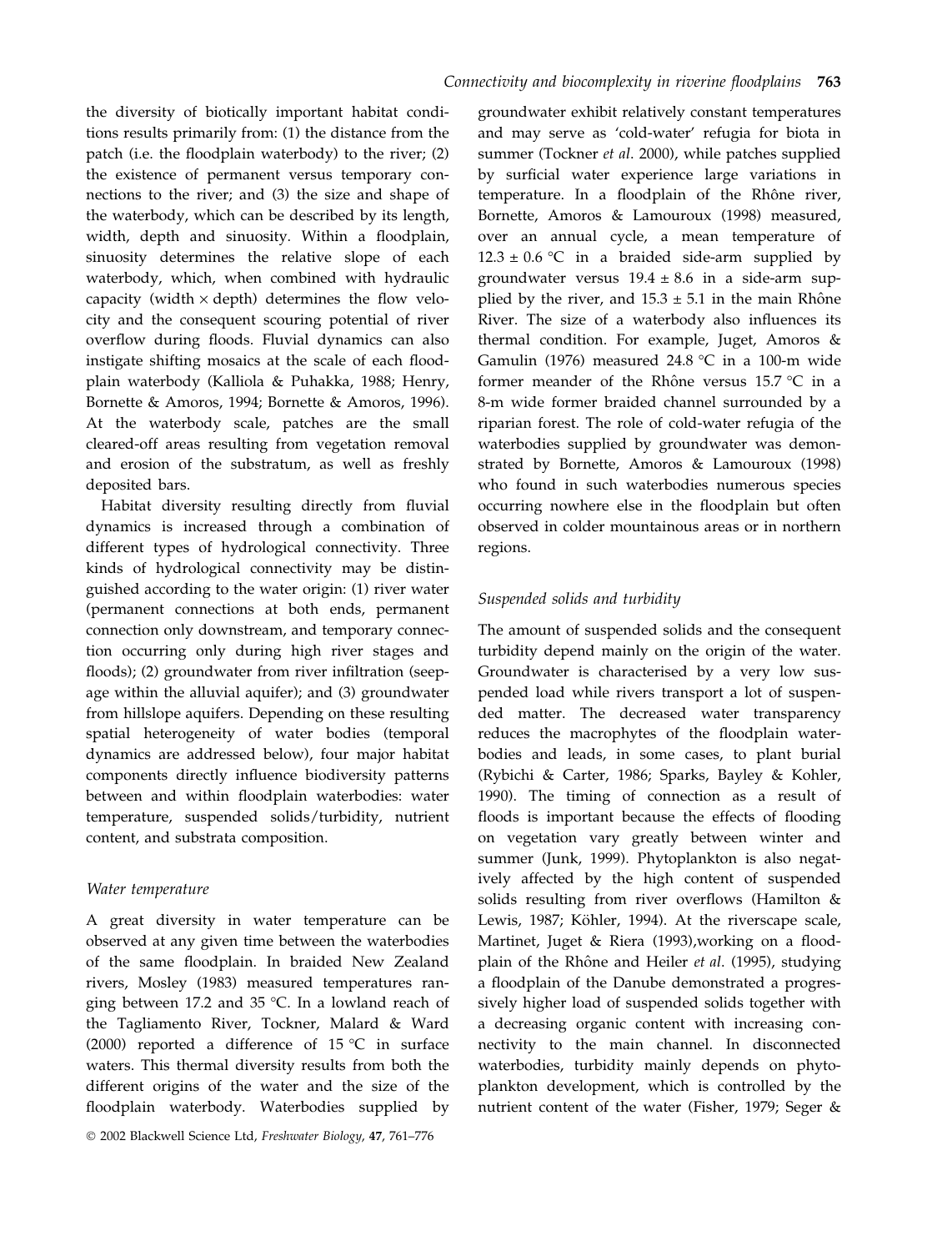the diversity of biotically important habitat conditions results primarily from: (1) the distance from the patch (i.e. the floodplain waterbody) to the river; (2) the existence of permanent versus temporary connections to the river; and (3) the size and shape of the waterbody, which can be described by its length, width, depth and sinuosity. Within a floodplain, sinuosity determines the relative slope of each waterbody, which, when combined with hydraulic capacity (width × depth) determines the flow velocity and the consequent scouring potential of river overflow during floods. Fluvial dynamics can also instigate shifting mosaics at the scale of each floodplain waterbody (Kalliola & Puhakka, 1988; Henry, Bornette & Amoros, 1994; Bornette & Amoros, 1996). At the waterbody scale, patches are the small cleared-off areas resulting from vegetation removal and erosion of the substratum, as well as freshly deposited bars.

Habitat diversity resulting directly from fluvial dynamics is increased through a combination of different types of hydrological connectivity. Three kinds of hydrological connectivity may be distinguished according to the water origin: (1) river water (permanent connections at both ends, permanent connection only downstream, and temporary connection occurring only during high river stages and floods); (2) groundwater from river infiltration (seepage within the alluvial aquifer); and (3) groundwater from hillslope aquifers. Depending on these resulting spatial heterogeneity of water bodies (temporal dynamics are addressed below), four major habitat components directly influence biodiversity patterns between and within floodplain waterbodies: water temperature, suspended solids/turbidity, nutrient content, and substrata composition.

### *Water temperature*

A great diversity in water temperature can be observed at any given time between the waterbodies of the same floodplain. In braided New Zealand rivers, Mosley (1983) measured temperatures ranging between 17.2 and 35 °C. In a lowland reach of the Tagliamento River, Tockner, Malard & Ward (2000) reported a difference of 15 °C in surface waters. This thermal diversity results from both the different origins of the water and the size of the floodplain waterbody. Waterbodies supplied by groundwater exhibit relatively constant temperatures and may serve as 'cold-water' refugia for biota in summer (Tockner *et al*. 2000), while patches supplied by surficial water experience large variations in temperature. In a floodplain of the Rhône river, Bornette, Amoros & Lamouroux (1998) measured, over an annual cycle, a mean temperature of $12.3 \pm 0.6$ °C in a braided side-arm supplied by groundwater versus $19.4 \pm 8.6$ in a side-arm supplied by the river, and $15.3 \pm 5.1$ in the main Rhône River. The size of a waterbody also influences its thermal condition. For example, Juget, Amoros & Gamulin (1976) measured 24.8 °C in a 100-m wide former meander of the Rhône versus 15.7 °C in a 8-m wide former braided channel surrounded by a riparian forest. The role of cold-water refugia of the waterbodies supplied by groundwater was demonstrated by Bornette, Amoros & Lamouroux (1998) who found in such waterbodies numerous species occurring nowhere else in the floodplain but often observed in colder mountainous areas or in northern regions.

### *Suspended solids and turbidity*

The amount of suspended solids and the consequent turbidity depend mainly on the origin of the water. Groundwater is characterised by a very low suspended load while rivers transport a lot of suspended matter. The decreased water transparency reduces the macrophytes of the floodplain waterbodies and leads, in some cases, to plant burial (Rybichi & Carter, 1986; Sparks, Bayley & Kohler, 1990). The timing of connection as a result of floods is important because the effects of flooding on vegetation vary greatly between winter and summer (Junk, 1999). Phytoplankton is also negatively affected by the high content of suspended solids resulting from river overflows (Hamilton & Lewis, 1987; Köhler, 1994). At the riverscape scale, Martinet, Juget & Riera (1993),working on a floodplain of the Rhône and Heiler *et al*. (1995), studying a floodplain of the Danube demonstrated a progressively higher load of suspended solids together with a decreasing organic content with increasing connectivity to the main channel. In disconnected waterbodies, turbidity mainly depends on phytoplankton development, which is controlled by the nutrient content of the water (Fisher, 1979; Seger &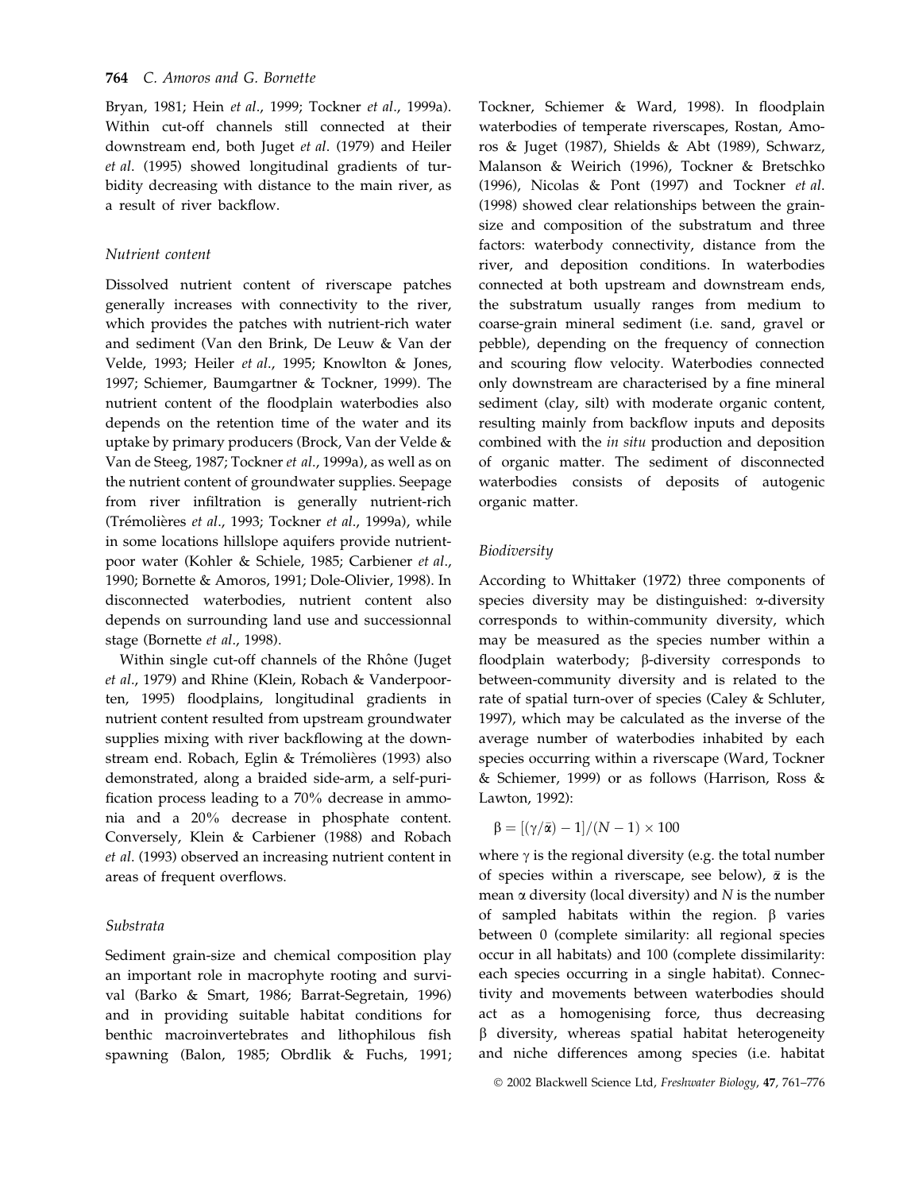Bryan, 1981; Hein *et al*., 1999; Tockner *et al*., 1999a). Within cut-off channels still connected at their downstream end, both Juget *et al*. (1979) and Heiler *et al*. (1995) showed longitudinal gradients of turbidity decreasing with distance to the main river, as a result of river backflow.

### Nutrient content

Dissolved nutrient content of riverscape patches generally increases with connectivity to the river, which provides the patches with nutrient-rich water and sediment (Van den Brink, De Leuw & Van der Velde, 1993; Heiler *et al*., 1995; Knowlton & Jones, 1997; Schiemer, Baumgartner & Tockner, 1999). The nutrient content of the floodplain waterbodies also depends on the retention time of the water and its uptake by primary producers (Brock, Van der Velde & Van de Steeg, 1987; Tockner *et al*., 1999a), as well as on the nutrient content of groundwater supplies. Seepage from river infiltration is generally nutrient-rich (Trémolières *et al*., 1993; Tockner *et al*., 1999a), while in some locations hillslope aquifers provide nutrient-poor water (Kohler & Schiele, 1985; Carbiener *et al*., 1990; Bornette & Amoros, 1991; Dole-Olivier, 1998). In disconnected waterbodies, nutrient content also depends on surrounding land use and successionnal stage (Bornette *et al*., 1998).

Within single cut-off channels of the Rhône (Juget *et al*., 1979) and Rhine (Klein, Robach & Vanderpoorten, 1995) floodplains, longitudinal gradients in nutrient content resulted from upstream groundwater supplies mixing with river backflowing at the downstream end. Robach, Eglin & Trémolières (1993) also demonstrated, along a braided side-arm, a self-purification process leading to a 70% decrease in ammonia and a 20% decrease in phosphate content. Conversely, Klein & Carbiener (1988) and Robach *et al*. (1993) observed an increasing nutrient content in areas of frequent overflows.

### Substrata

Sediment grain-size and chemical composition play an important role in macrophyte rooting and survival (Barko & Smart, 1986; Barrat-Segretain, 1996) and in providing suitable habitat conditions for benthic macroinvertebrates and lithophilous fish spawning (Balon, 1985; Obrdlik & Fuchs, 1991; Tockner, Schiemer & Ward, 1998). In floodplain waterbodies of temperate riverscapes, Rostan, Amoros & Juget (1987), Shields & Abt (1989), Schwarz, Malanson & Weirich (1996), Tockner & Bretschko (1996), Nicolas & Pont (1997) and Tockner *et al*. (1998) showed clear relationships between the grain-size and composition of the substratum and three factors: waterbody connectivity, distance from the river, and deposition conditions. In waterbodies connected at both upstream and downstream ends, the substratum usually ranges from medium to coarse-grain mineral sediment (i.e. sand, gravel or pebble), depending on the frequency of connection and scouring flow velocity. Waterbodies connected only downstream are characterised by a fine mineral sediment (clay, silt) with moderate organic content, resulting mainly from backflow inputs and deposits combined with the *in situ* production and deposition of organic matter. The sediment of disconnected waterbodies consists of deposits of autogenic organic matter.

### Biodiversity

According to Whittaker (1972) three components of species diversity may be distinguished: $\alpha$-diversity corresponds to within-community diversity, which may be measured as the species number within a floodplain waterbody; $\beta$-diversity corresponds to between-community diversity and is related to the rate of spatial turn-over of species (Caley & Schluter, 1997), which may be calculated as the inverse of the average number of waterbodies inhabited by each species occurring within a riverscape (Ward, Tockner & Schiemer, 1999) or as follows (Harrison, Ross & Lawton, 1992):

$$\beta = [(\gamma/\bar{\alpha}) - 1]/(N - 1) \times 100$$

where $\gamma$ is the regional diversity (e.g. the total number of species within a riverscape, see below), $\bar{\alpha}$ is the mean $\alpha$ diversity (local diversity) and $N$ is the number of sampled habitats within the region. $\beta$ varies between 0 (complete similarity: all regional species occur in all habitats) and 100 (complete dissimilarity: each species occurring in a single habitat). Connectivity and movements between waterbodies should act as a homogenising force, thus decreasing $\beta$ diversity, whereas spatial habitat heterogeneity and niche differences among species (i.e. habitat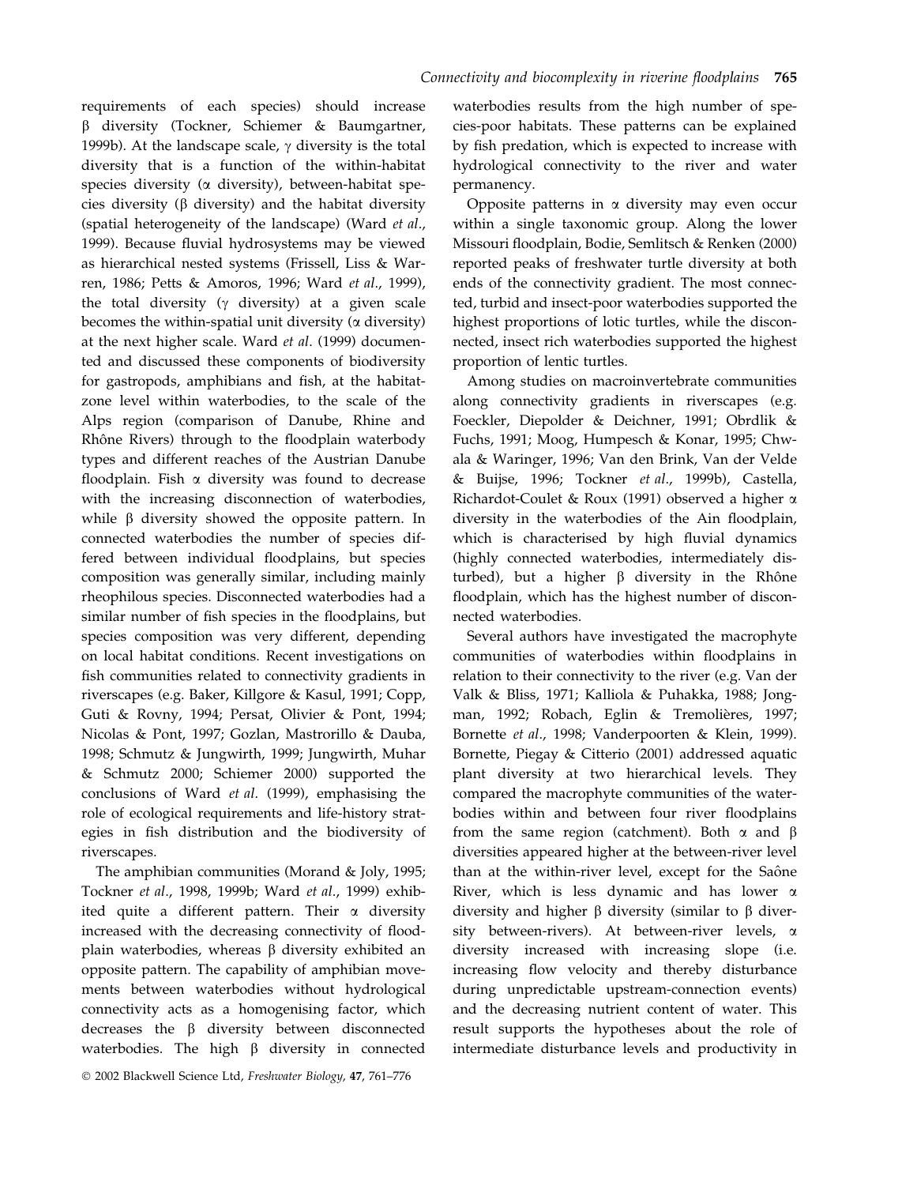requirements of each species) should increase $\beta$ diversity (Tockner, Schiemer & Baumgartner, 1999b). At the landscape scale, $\gamma$ diversity is the total diversity that is a function of the within-habitat species diversity ($\alpha$ diversity), between-habitat species diversity ($\beta$ diversity) and the habitat diversity (spatial heterogeneity of the landscape) (Ward *et al*., 1999). Because fluvial hydrosystems may be viewed as hierarchical nested systems (Frissell, Liss & Warren, 1986; Petts & Amoros, 1996; Ward *et al*., 1999), the total diversity ($\gamma$ diversity) at a given scale becomes the within-spatial unit diversity ($\alpha$ diversity) at the next higher scale. Ward *et al*. (1999) documented and discussed these components of biodiversity for gastropods, amphibians and fish, at the habitat-zone level within waterbodies, to the scale of the Alps region (comparison of Danube, Rhine and Rhône Rivers) through to the floodplain waterbody types and different reaches of the Austrian Danube floodplain. Fish $\alpha$ diversity was found to decrease with the increasing disconnection of waterbodies, while $\beta$ diversity showed the opposite pattern. In connected waterbodies the number of species differed between individual floodplains, but species composition was generally similar, including mainly rheophilous species. Disconnected waterbodies had a similar number of fish species in the floodplains, but species composition was very different, depending on local habitat conditions. Recent investigations on fish communities related to connectivity gradients in riverscapes (e.g. Baker, Killgore & Kasul, 1991; Copp, Guti & Rovny, 1994; Persat, Olivier & Pont, 1994; Nicolas & Pont, 1997; Gozlan, Mastrorillo & Dauba, 1998; Schmutz & Jungwirth, 1999; Jungwirth, Muhar & Schmutz 2000; Schiemer 2000) supported the conclusions of Ward *et al*. (1999), emphasising the role of ecological requirements and life-history strategies in fish distribution and the biodiversity of riverscapes.

The amphibian communities (Morand & Joly, 1995; Tockner *et al*., 1998, 1999b; Ward *et al*., 1999) exhibited quite a different pattern. Their $\alpha$ diversity increased with the decreasing connectivity of floodplain waterbodies, whereas $\beta$ diversity exhibited an opposite pattern. The capability of amphibian movements between waterbodies without hydrological connectivity acts as a homogenising factor, which decreases the $\beta$ diversity between disconnected waterbodies. The high $\beta$ diversity in connected waterbodies results from the high number of species-poor habitats. These patterns can be explained by fish predation, which is expected to increase with hydrological connectivity to the river and water permanency.

Opposite patterns in $\alpha$ diversity may even occur within a single taxonomic group. Along the lower Missouri floodplain, Bodie, Semlitsch & Renken (2000) reported peaks of freshwater turtle diversity at both ends of the connectivity gradient. The most connected, turbid and insect-poor waterbodies supported the highest proportions of lotic turtles, while the disconnected, insect rich waterbodies supported the highest proportion of lentic turtles.

Among studies on macroinvertebrate communities along connectivity gradients in riverscapes (e.g. Foeckler, Diepolder & Deichner, 1991; Obrdlik & Fuchs, 1991; Moog, Humpesch & Konar, 1995; Chwala & Waringer, 1996; Van den Brink, Van der Velde & Buijse, 1996; Tockner *et al*., 1999b), Castella, Richardot-Coulet & Roux (1991) observed a higher $\alpha$ diversity in the waterbodies of the Ain floodplain, which is characterised by high fluvial dynamics (highly connected waterbodies, intermediately disturbed), but a higher $\beta$ diversity in the Rhône floodplain, which has the highest number of disconnected waterbodies.

Several authors have investigated the macrophyte communities of waterbodies within floodplains in relation to their connectivity to the river (e.g. Van der Valk & Bliss, 1971; Kalliola & Puhakka, 1988; Jongman, 1992; Robach, Eglin & Tremolières, 1997; Bornette *et al*., 1998; Vanderpoorten & Klein, 1999). Bornette, Piegay & Citterio (2001) addressed aquatic plant diversity at two hierarchical levels. They compared the macrophyte communities of the waterbodies within and between four river floodplains from the same region (catchment). Both $\alpha$ and $\beta$ diversities appeared higher at the between-river level than at the within-river level, except for the Saône River, which is less dynamic and has lower $\alpha$ diversity and higher $\beta$ diversity (similar to $\beta$ diversity between-rivers). At between-river levels, $\alpha$ diversity increased with increasing slope (i.e. increasing flow velocity and thereby disturbance during unpredictable upstream-connection events) and the decreasing nutrient content of water. This result supports the hypotheses about the role of intermediate disturbance levels and productivity in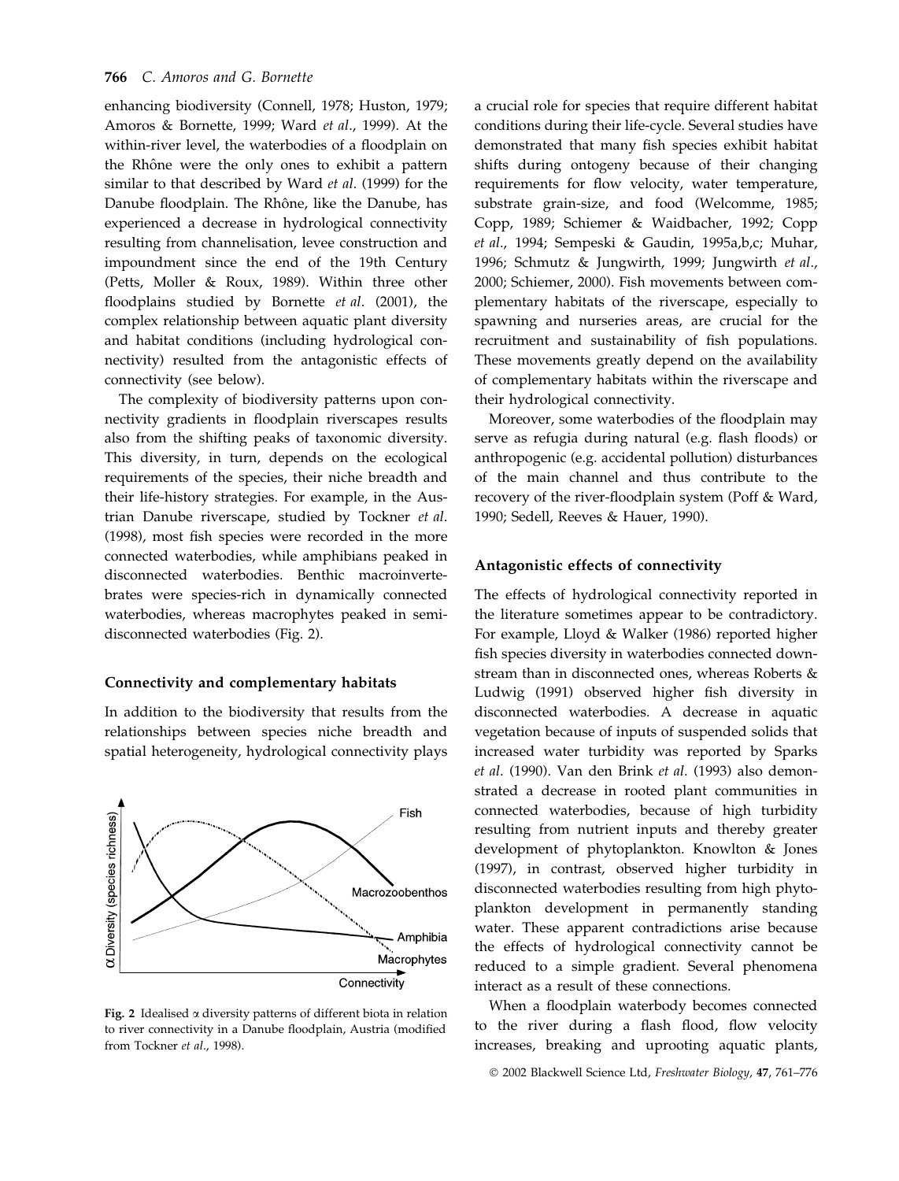enhancing biodiversity (Connell, 1978; Huston, 1979; Amoros & Bornette, 1999; Ward *et al*., 1999). At the within-river level, the waterbodies of a floodplain on the Rhône were the only ones to exhibit a pattern similar to that described by Ward *et al*. (1999) for the Danube floodplain. The Rhône, like the Danube, has experienced a decrease in hydrological connectivity resulting from channelisation, levee construction and impoundment since the end of the 19th Century (Petts, Moller & Roux, 1989). Within three other floodplains studied by Bornette *et al*. (2001), the complex relationship between aquatic plant diversity and habitat conditions (including hydrological connectivity) resulted from the antagonistic effects of connectivity (see below).

The complexity of biodiversity patterns upon connectivity gradients in floodplain riverscapes results also from the shifting peaks of taxonomic diversity. This diversity, in turn, depends on the ecological requirements of the species, their niche breadth and their life-history strategies. For example, in the Austrian Danube riverscape, studied by Tockner *et al*. (1998), most fish species were recorded in the more connected waterbodies, while amphibians peaked in disconnected waterbodies. Benthic macroinvertebrates were species-rich in dynamically connected waterbodies, whereas macrophytes peaked in semi-disconnected waterbodies (Fig. 2).

### Connectivity and complementary habitats

In addition to the biodiversity that results from the relationships between species niche breadth and spatial heterogeneity, hydrological connectivity plays a crucial role for species that require different habitat conditions during their life-cycle. Several studies have demonstrated that many fish species exhibit habitat shifts during ontogeny because of their changing requirements for flow velocity, water temperature, substrate grain-size, and food (Welcomme, 1985; Copp, 1989; Schiemer & Waidbacher, 1992; Copp *et al*., 1994; Sempeski & Gaudin, 1995a,b,c; Muhar, 1996; Schmutz & Jungwirth, 1999; Jungwirth *et al*., 2000; Schiemer, 2000). Fish movements between complementary habitats of the riverscape, especially to spawning and nurseries areas, are crucial for the recruitment and sustainability of fish populations. These movements greatly depend on the availability of complementary habitats within the riverscape and their hydrological connectivity.

Moreover, some waterbodies of the floodplain may serve as refugia during natural (e.g. flash floods) or anthropogenic (e.g. accidental pollution) disturbances of the main channel and thus contribute to the recovery of the river-floodplain system (Poff & Ward, 1990; Sedell, Reeves & Hauer, 1990).

**Fig. 2** Idealised $\alpha$ diversity patterns of different biota in relation to river connectivity in a Danube floodplain, Austria (modified from Tockner *et al*., 1998).

### Antagonistic effects of connectivity

The effects of hydrological connectivity reported in the literature sometimes appear to be contradictory. For example, Lloyd & Walker (1986) reported higher fish species diversity in waterbodies connected downstream than in disconnected ones, whereas Roberts & Ludwig (1991) observed higher fish diversity in disconnected waterbodies. A decrease in aquatic vegetation because of inputs of suspended solids that increased water turbidity was reported by Sparks *et al*. (1990). Van den Brink *et al*. (1993) also demonstrated a decrease in rooted plant communities in connected waterbodies, because of high turbidity resulting from nutrient inputs and thereby greater development of phytoplankton. Knowlton & Jones (1997), in contrast, observed higher turbidity in disconnected waterbodies resulting from high phytoplankton development in permanently standing water. These apparent contradictions arise because the effects of hydrological connectivity cannot be reduced to a simple gradient. Several phenomena interact as a result of these connections.

When a floodplain waterbody becomes connected to the river during a flash flood, flow velocity increases, breaking and uprooting aquatic plants,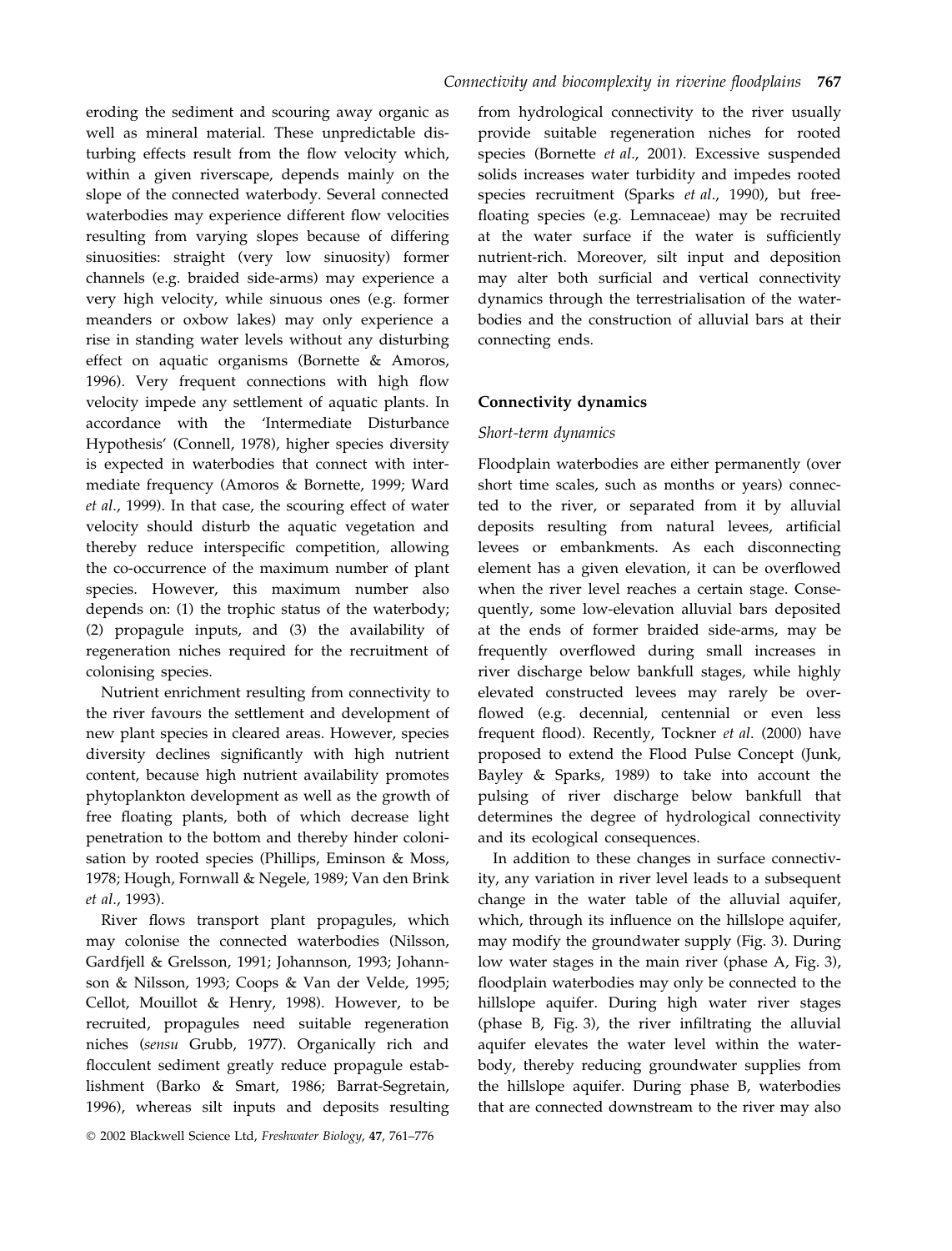eroding the sediment and scouring away organic as well as mineral material. These unpredictable disturbing effects result from the flow velocity which, within a given riverscape, depends mainly on the slope of the connected waterbody. Several connected waterbodies may experience different flow velocities resulting from varying slopes because of differing sinuosities: straight (very low sinuosity) former channels (e.g. braided side-arms) may experience a very high velocity, while sinuous ones (e.g. former meanders or oxbow lakes) may only experience a rise in standing water levels without any disturbing effect on aquatic organisms (Bornette & Amoros, 1996). Very frequent connections with high flow velocity impede any settlement of aquatic plants. In accordance with the 'Intermediate Disturbance Hypothesis' (Connell, 1978), higher species diversity is expected in waterbodies that connect with intermediate frequency (Amoros & Bornette, 1999; Ward *et al*., 1999). In that case, the scouring effect of water velocity should disturb the aquatic vegetation and thereby reduce interspecific competition, allowing the co-occurrence of the maximum number of plant species. However, this maximum number also depends on: (1) the trophic status of the waterbody; (2) propagule inputs, and (3) the availability of regeneration niches required for the recruitment of colonising species.

Nutrient enrichment resulting from connectivity to the river favours the settlement and development of new plant species in cleared areas. However, species diversity declines significantly with high nutrient content, because high nutrient availability promotes phytoplankton development as well as the growth of free floating plants, both of which decrease light penetration to the bottom and thereby hinder colonisation by rooted species (Phillips, Eminson & Moss, 1978; Hough, Fornwall & Negele, 1989; Van den Brink *et al*., 1993).

River flows transport plant propagules, which may colonise the connected waterbodies (Nilsson, Gardfjell & Grelsson, 1991; Johannson, 1993; Johannson & Nilsson, 1993; Coops & Van der Velde, 1995; Cellot, Mouillot & Henry, 1998). However, to be recruited, propagules need suitable regeneration niches (*sensu* Grubb, 1977). Organically rich and flocculent sediment greatly reduce propagule establishment (Barko & Smart, 1986; Barrat-Segretain, 1996), whereas silt inputs and deposits resulting from hydrological connectivity to the river usually provide suitable regeneration niches for rooted species (Bornette *et al*., 2001). Excessive suspended solids increases water turbidity and impedes rooted species recruitment (Sparks *et al*., 1990), but free-floating species (e.g. Lemnaceae) may be recruited at the water surface if the water is sufficiently nutrient-rich. Moreover, silt input and deposition may alter both surficial and vertical connectivity dynamics through the terrestrialisation of the waterbodies and the construction of alluvial bars at their connecting ends.

## Connectivity dynamics

### *Short-term dynamics*

Floodplain waterbodies are either permanently (over short time scales, such as months or years) connected to the river, or separated from it by alluvial deposits resulting from natural levees, artificial levees or embankments. As each disconnecting element has a given elevation, it can be overflowed when the river level reaches a certain stage. Consequently, some low-elevation alluvial bars deposited at the ends of former braided side-arms, may be frequently overflowed during small increases in river discharge below bankfull stages, while highly elevated constructed levees may rarely be overflowed (e.g. decennial, centennial or even less frequent flood). Recently, Tockner *et al*. (2000) have proposed to extend the Flood Pulse Concept (Junk, Bayley & Sparks, 1989) to take into account the pulsing of river discharge below bankfull that determines the degree of hydrological connectivity and its ecological consequences.

In addition to these changes in surface connectivity, any variation in river level leads to a subsequent change in the water table of the alluvial aquifer, which, through its influence on the hillslope aquifer, may modify the groundwater supply (Fig. 3). During low water stages in the main river (phase A, Fig. 3), floodplain waterbodies may only be connected to the hillslope aquifer. During high water river stages (phase B, Fig. 3), the river infiltrating the alluvial aquifer elevates the water level within the waterbody, thereby reducing groundwater supplies from the hillslope aquifer. During phase B, waterbodies that are connected downstream to the river may also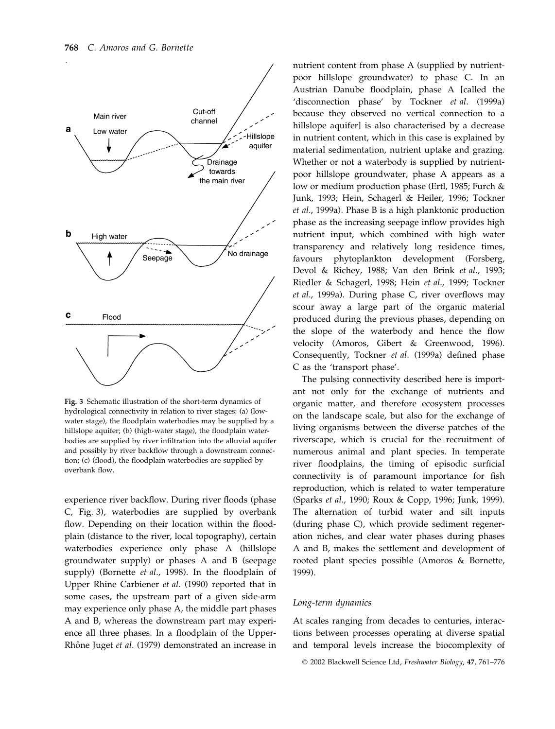Fig. 3 Schematic illustration of the short-term dynamics of hydrological connectivity in relation to river stages: (a) (low-water stage), the floodplain waterbodies may be supplied by a hillslope aquifer; (b) (high-water stage), the floodplain waterbodies are supplied by river infiltration into the alluvial aquifer and possibly by river backflow through a downstream connection; (c) (flood), the floodplain waterbodies are supplied by overbank flow.

experience river backflow. During river floods (phase C, Fig. 3), waterbodies are supplied by overbank flow. Depending on their location within the floodplain (distance to the river, local topography), certain waterbodies experience only phase A (hillslope groundwater supply) or phases A and B (seepage supply) (Bornette *et al*., 1998). In the floodplain of Upper Rhine Carbiener *et al*. (1990) reported that in some cases, the upstream part of a given side-arm may experience only phase A, the middle part phases A and B, whereas the downstream part may experience all three phases. In a floodplain of the Upper-Rhône Juget *et al*. (1979) demonstrated an increase in nutrient content from phase A (supplied by nutrient-poor hillslope groundwater) to phase C. In an Austrian Danube floodplain, phase A [called the 'disconnection phase' by Tockner *et al*. (1999a) because they observed no vertical connection to a hillslope aquifer] is also characterised by a decrease in nutrient content, which in this case is explained by material sedimentation, nutrient uptake and grazing. Whether or not a waterbody is supplied by nutrient-poor hillslope groundwater, phase A appears as a low or medium production phase (Ertl, 1985; Furch & Junk, 1993; Hein, Schagerl & Heiler, 1996; Tockner *et al*., 1999a). Phase B is a high planktonic production phase as the increasing seepage inflow provides high nutrient input, which combined with high water transparency and relatively long residence times, favours phytoplankton development (Forsberg, Devol & Richey, 1988; Van den Brink *et al*., 1993; Riedler & Schagerl, 1998; Hein *et al*., 1999; Tockner *et al*., 1999a). During phase C, river overflows may scour away a large part of the organic material produced during the previous phases, depending on the slope of the waterbody and hence the flow velocity (Amoros, Gibert & Greenwood, 1996). Consequently, Tockner *et al*. (1999a) defined phase C as the 'transport phase'.

The pulsing connectivity described here is important not only for the exchange of nutrients and organic matter, and therefore ecosystem processes on the landscape scale, but also for the exchange of living organisms between the diverse patches of the riverscape, which is crucial for the recruitment of numerous animal and plant species. In temperate river floodplains, the timing of episodic surficial connectivity is of paramount importance for fish reproduction, which is related to water temperature (Sparks *et al*., 1990; Roux & Copp, 1996; Junk, 1999). The alternation of turbid water and silt inputs (during phase C), which provide sediment regeneration niches, and clear water phases during phases A and B, makes the settlement and development of rooted plant species possible (Amoros & Bornette, 1999).

### *Long-term dynamics*

At scales ranging from decades to centuries, interactions between processes operating at diverse spatial and temporal levels increase the biocomplexity of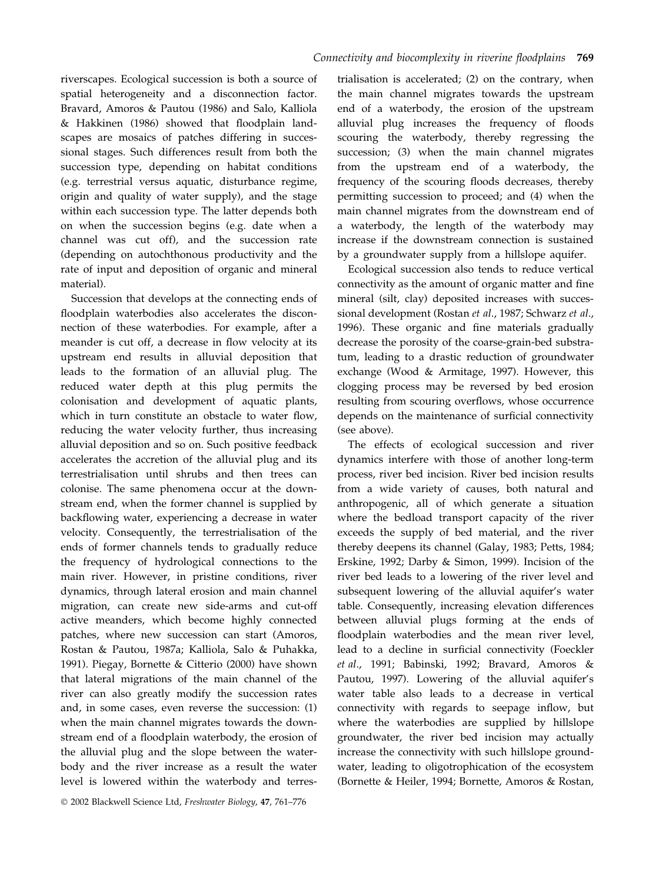riverscapes. Ecological succession is both a source of spatial heterogeneity and a disconnection factor. Bravard, Amoros & Pautou (1986) and Salo, Kalliola & Hakkinen (1986) showed that floodplain landscapes are mosaics of patches differing in successional stages. Such differences result from both the succession type, depending on habitat conditions (e.g. terrestrial versus aquatic, disturbance regime, origin and quality of water supply), and the stage within each succession type. The latter depends both on when the succession begins (e.g. date when a channel was cut off), and the succession rate (depending on autochthonous productivity and the rate of input and deposition of organic and mineral material).

Succession that develops at the connecting ends of floodplain waterbodies also accelerates the disconnection of these waterbodies. For example, after a meander is cut off, a decrease in flow velocity at its upstream end results in alluvial deposition that leads to the formation of an alluvial plug. The reduced water depth at this plug permits the colonisation and development of aquatic plants, which in turn constitute an obstacle to water flow, reducing the water velocity further, thus increasing alluvial deposition and so on. Such positive feedback accelerates the accretion of the alluvial plug and its terrestrialisation until shrubs and then trees can colonise. The same phenomena occur at the downstream end, when the former channel is supplied by backflowing water, experiencing a decrease in water velocity. Consequently, the terrestrialisation of the ends of former channels tends to gradually reduce the frequency of hydrological connections to the main river. However, in pristine conditions, river dynamics, through lateral erosion and main channel migration, can create new side-arms and cut-off active meanders, which become highly connected patches, where new succession can start (Amoros, Rostan & Pautou, 1987a; Kalliola, Salo & Puhakka, 1991). Piegay, Bornette & Citterio (2000) have shown that lateral migrations of the main channel of the river can also greatly modify the succession rates and, in some cases, even reverse the succession: (1) when the main channel migrates towards the downstream end of a floodplain waterbody, the erosion of the alluvial plug and the slope between the waterbody and the river increase as a result the water level is lowered within the waterbody and terrestrialisation is accelerated; (2) on the contrary, when the main channel migrates towards the upstream end of a waterbody, the erosion of the upstream alluvial plug increases the frequency of floods scouring the waterbody, thereby regressing the succession; (3) when the main channel migrates from the upstream end of a waterbody, the frequency of the scouring floods decreases, thereby permitting succession to proceed; and (4) when the main channel migrates from the downstream end of a waterbody, the length of the waterbody may increase if the downstream connection is sustained by a groundwater supply from a hillslope aquifer.

Ecological succession also tends to reduce vertical connectivity as the amount of organic matter and fine mineral (silt, clay) deposited increases with successional development (Rostan *et al*., 1987; Schwarz *et al*., 1996). These organic and fine materials gradually decrease the porosity of the coarse-grain-bed substratum, leading to a drastic reduction of groundwater exchange (Wood & Armitage, 1997). However, this clogging process may be reversed by bed erosion resulting from scouring overflows, whose occurrence depends on the maintenance of surficial connectivity (see above).

The effects of ecological succession and river dynamics interfere with those of another long-term process, river bed incision. River bed incision results from a wide variety of causes, both natural and anthropogenic, all of which generate a situation where the bedload transport capacity of the river exceeds the supply of bed material, and the river thereby deepens its channel (Galay, 1983; Petts, 1984; Erskine, 1992; Darby & Simon, 1999). Incision of the river bed leads to a lowering of the river level and subsequent lowering of the alluvial aquifer's water table. Consequently, increasing elevation differences between alluvial plugs forming at the ends of floodplain waterbodies and the mean river level, lead to a decline in surficial connectivity (Foeckler *et al*., 1991; Babinski, 1992; Bravard, Amoros & Pautou, 1997). Lowering of the alluvial aquifer's water table also leads to a decrease in vertical connectivity with regards to seepage inflow, but where the waterbodies are supplied by hillslope groundwater, the river bed incision may actually increase the connectivity with such hillslope groundwater, leading to oligotrophication of the ecosystem (Bornette & Heiler, 1994; Bornette, Amoros & Rostan,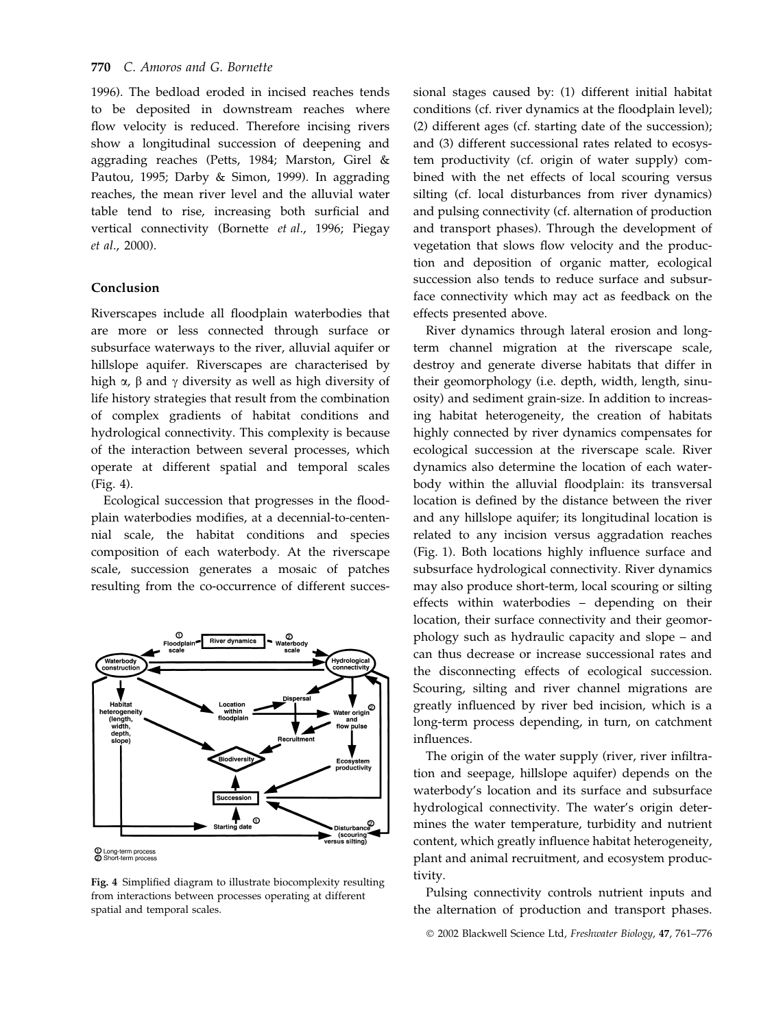1996). The bedload eroded in incised reaches tends to be deposited in downstream reaches where flow velocity is reduced. Therefore incising rivers show a longitudinal succession of deepening and aggrading reaches (Petts, 1984; Marston, Girel & Pautou, 1995; Darby & Simon, 1999). In aggrading reaches, the mean river level and the alluvial water table tend to rise, increasing both surficial and vertical connectivity (Bornette *et al.*, 1996; Piegay *et al.*, 2000).

## Conclusion

Riverscapes include all floodplain waterbodies that are more or less connected through surface or subsurface waterways to the river, alluvial aquifer or hillslope aquifer. Riverscapes are characterised by high α, β and γ diversity as well as high diversity of life history strategies that result from the combination of complex gradients of habitat conditions and hydrological connectivity. This complexity is because of the interaction between several processes, which operate at different spatial and temporal scales (Fig. 4).

Ecological succession that progresses in the floodplain waterbodies modifies, at a decennial-to-centennial scale, the habitat conditions and species composition of each waterbody. At the riverscape scale, succession generates a mosaic of patches resulting from the co-occurrence of different successional stages caused by: (1) different initial habitat conditions (cf. river dynamics at the floodplain level); (2) different ages (cf. starting date of the succession); and (3) different successional rates related to ecosystem productivity (cf. origin of water supply) combined with the net effects of local scouring versus silting (cf. local disturbances from river dynamics) and pulsing connectivity (cf. alternation of production and transport phases). Through the development of vegetation that slows flow velocity and the production and deposition of organic matter, ecological succession also tends to reduce surface and subsurface connectivity which may act as feedback on the effects presented above.

River dynamics through lateral erosion and long-term channel migration at the riverscape scale, destroy and generate diverse habitats that differ in their geomorphology (i.e. depth, width, length, sinuosity) and sediment grain-size. In addition to increasing habitat heterogeneity, the creation of habitats highly connected by river dynamics compensates for ecological succession at the riverscape scale. River dynamics also determine the location of each waterbody within the alluvial floodplain: its transversal location is defined by the distance between the river and any hillslope aquifer; its longitudinal location is related to any incision versus aggradation reaches (Fig. 1). Both locations highly influence surface and subsurface hydrological connectivity. River dynamics may also produce short-term, local scouring or silting effects within waterbodies – depending on their location, their surface connectivity and their geomorphology such as hydraulic capacity and slope – and can thus decrease or increase successional rates and the disconnecting effects of ecological succession. Scouring, silting and river channel migrations are greatly influenced by river bed incision, which is a long-term process depending, in turn, on catchment influences.

The origin of the water supply (river, river infiltration and seepage, hillslope aquifer) depends on the waterbody's location and its surface and subsurface hydrological connectivity. The water's origin determines the water temperature, turbidity and nutrient content, which greatly influence habitat heterogeneity, plant and animal recruitment, and ecosystem productivity.

Pulsing connectivity controls nutrient inputs and the alternation of production and transport phases.

River dynamics
① Floodplain scale
② Waterbody scale
Waterbody construction
Hydrological connectivity
Habitat heterogeneity (length, width, depth, slope)
Location within floodplain
Dispersal
Water origin and flow pulse ②
Recruitment
Biodiversity
Ecosystem productivity
Succession
Starting date ①
Disturbance ② (scouring versus silting)
① Long-term process
② Short-term process

**Fig. 4** Simplified diagram to illustrate biocomplexity resulting from interactions between processes operating at different spatial and temporal scales.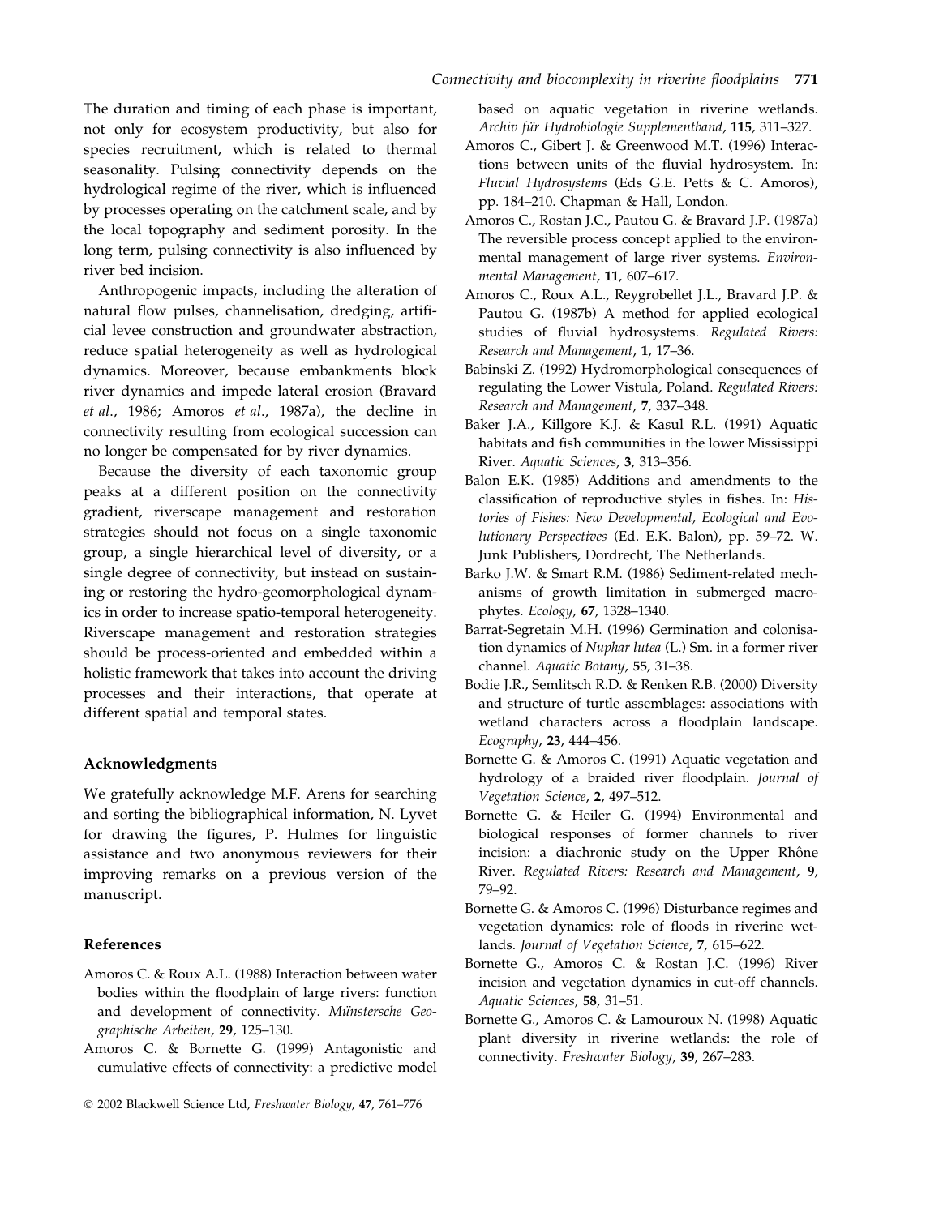The duration and timing of each phase is important, not only for ecosystem productivity, but also for species recruitment, which is related to thermal seasonality. Pulsing connectivity depends on the hydrological regime of the river, which is influenced by processes operating on the catchment scale, and by the local topography and sediment porosity. In the long term, pulsing connectivity is also influenced by river bed incision.

Anthropogenic impacts, including the alteration of natural flow pulses, channelisation, dredging, artificial levee construction and groundwater abstraction, reduce spatial heterogeneity as well as hydrological dynamics. Moreover, because embankments block river dynamics and impede lateral erosion (Bravard *et al*., 1986; Amoros *et al*., 1987a), the decline in connectivity resulting from ecological succession can no longer be compensated for by river dynamics.

Because the diversity of each taxonomic group peaks at a different position on the connectivity gradient, riverscape management and restoration strategies should not focus on a single taxonomic group, a single hierarchical level of diversity, or a single degree of connectivity, but instead on sustaining or restoring the hydro-geomorphological dynamics in order to increase spatio-temporal heterogeneity. Riverscape management and restoration strategies should be process-oriented and embedded within a holistic framework that takes into account the driving processes and their interactions, that operate at different spatial and temporal states.

## Acknowledgments

We gratefully acknowledge M.F. Arens for searching and sorting the bibliographical information, N. Lyvet for drawing the figures, P. Hulmes for linguistic assistance and two anonymous reviewers for their improving remarks on a previous version of the manuscript.

## References

Amoros C. & Roux A.L. (1988) Interaction between water bodies within the floodplain of large rivers: function and development of connectivity. *Münstersche Geographische Arbeiten*, **29**, 125–130.

Amoros C. & Bornette G. (1999) Antagonistic and cumulative effects of connectivity: a predictive model based on aquatic vegetation in riverine wetlands. *Archiv für Hydrobiologie Supplementband*, **115**, 311–327.

Amoros C., Gibert J. & Greenwood M.T. (1996) Interactions between units of the fluvial hydrosystem. In: *Fluvial Hydrosystems* (Eds G.E. Petts & C. Amoros), pp. 184–210. Chapman & Hall, London.

Amoros C., Rostan J.C., Pautou G. & Bravard J.P. (1987a) The reversible process concept applied to the environmental management of large river systems. *Environmental Management*, **11**, 607–617.

Amoros C., Roux A.L., Reygrobellet J.L., Bravard J.P. & Pautou G. (1987b) A method for applied ecological studies of fluvial hydrosystems. *Regulated Rivers: Research and Management*, **1**, 17–36.

Babinski Z. (1992) Hydromorphological consequences of regulating the Lower Vistula, Poland. *Regulated Rivers: Research and Management*, **7**, 337–348.

Baker J.A., Killgore K.J. & Kasul R.L. (1991) Aquatic habitats and fish communities in the lower Mississippi River. *Aquatic Sciences*, **3**, 313–356.

Balon E.K. (1985) Additions and amendments to the classification of reproductive styles in fishes. In: *Histories of Fishes: New Developmental, Ecological and Evolutionary Perspectives* (Ed. E.K. Balon), pp. 59–72. W. Junk Publishers, Dordrecht, The Netherlands.

Barko J.W. & Smart R.M. (1986) Sediment-related mechanisms of growth limitation in submerged macrophytes. *Ecology*, **67**, 1328–1340.

Barrat-Segretain M.H. (1996) Germination and colonisation dynamics of *Nuphar lutea* (L.) Sm. in a former river channel. *Aquatic Botany*, **55**, 31–38.

Bodie J.R., Semlitsch R.D. & Renken R.B. (2000) Diversity and structure of turtle assemblages: associations with wetland characters across a floodplain landscape. *Ecography*, **23**, 444–456.

Bornette G. & Amoros C. (1991) Aquatic vegetation and hydrology of a braided river floodplain. *Journal of Vegetation Science*, **2**, 497–512.

Bornette G. & Heiler G. (1994) Environmental and biological responses of former channels to river incision: a diachronic study on the Upper Rhône River. *Regulated Rivers: Research and Management*, **9**, 79–92.

Bornette G. & Amoros C. (1996) Disturbance regimes and vegetation dynamics: role of floods in riverine wetlands. *Journal of Vegetation Science*, **7**, 615–622.

Bornette G., Amoros C. & Rostan J.C. (1996) River incision and vegetation dynamics in cut-off channels. *Aquatic Sciences*, **58**, 31–51.

Bornette G., Amoros C. & Lamouroux N. (1998) Aquatic plant diversity in riverine wetlands: the role of connectivity. *Freshwater Biology*, **39**, 267–283.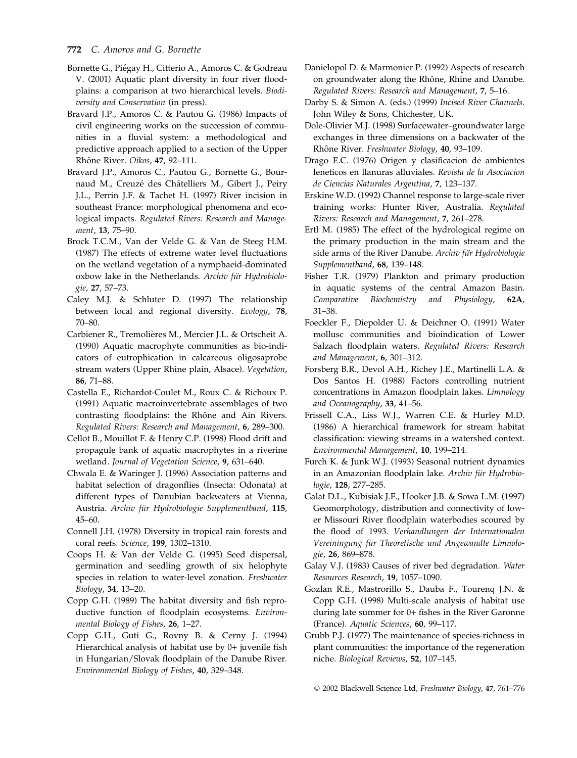Bornette G., Piégay H., Citterio A., Amoros C. & Godreau V. (2001) Aquatic plant diversity in four river floodplains: a comparison at two hierarchical levels. *Biodiversity and Conservation* (in press).

Bravard J.P., Amoros C. & Pautou G. (1986) Impacts of civil engineering works on the succession of communities in a fluvial system: a methodological and predictive approach applied to a section of the Upper Rhône River. *Oikos*, **47**, 92–111.

Bravard J.P., Amoros C., Pautou G., Bornette G., Bournaud M., Creuzé des Châtelliers M., Gibert J., Peiry J.L., Perrin J.F. & Tachet H. (1997) River incision in southeast France: morphological phenomena and ecological impacts. *Regulated Rivers: Research and Management*, **13**, 75–90.

Brock T.C.M., Van der Velde G. & Van de Steeg H.M. (1987) The effects of extreme water level fluctuations on the wetland vegetation of a nymphaeid-dominated oxbow lake in the Netherlands. *Archiv für Hydrobiologie*, **27**, 57–73.

Caley M.J. & Schluter D. (1997) The relationship between local and regional diversity. *Ecology*, **78**, 70–80.

Carbiener R., Tremolières M., Mercier J.L. & Ortscheit A. (1990) Aquatic macrophyte communities as bio-indicators of eutrophication in calcareous oligosaprobe stream waters (Upper Rhine plain, Alsace). *Vegetation*, **86**, 71–88.

Castella E., Richardot-Coulet M., Roux C. & Richoux P. (1991) Aquatic macroinvertebrate assemblages of two contrasting floodplains: the Rhône and Ain Rivers. *Regulated Rivers: Research and Management*, **6**, 289–300.

Cellot B., Mouillot F. & Henry C.P. (1998) Flood drift and propagule bank of aquatic macrophytes in a riverine wetland. *Journal of Vegetation Science*, **9**, 631–640.

Chwala E. & Waringer J. (1996) Association patterns and habitat selection of dragonflies (Insecta: Odonata) at different types of Danubian backwaters at Vienna, Austria. *Archiv für Hydrobiologie Supplementband*, **115**, 45–60.

Connell J.H. (1978) Diversity in tropical rain forests and coral reefs. *Science*, **199**, 1302–1310.

Coops H. & Van der Velde G. (1995) Seed dispersal, germination and seedling growth of six helophyte species in relation to water-level zonation. *Freshwater Biology*, **34**, 13–20.

Copp G.H. (1989) The habitat diversity and fish reproductive function of floodplain ecosystems. *Environmental Biology of Fishes*, **26**, 1–27.

Copp G.H., Guti G., Rovny B. & Cerny J. (1994) Hierarchical analysis of habitat use by 0+ juvenile fish in Hungarian/Slovak floodplain of the Danube River. *Environmental Biology of Fishes*, **40**, 329–348.

Danielopol D. & Marmonier P. (1992) Aspects of research on groundwater along the Rhône, Rhine and Danube. *Regulated Rivers: Research and Management*, **7**, 5–16.

Darby S. & Simon A. (eds.) (1999) *Incised River Channels*. John Wiley & Sons, Chichester, UK.

Dole-Olivier M.J. (1998) Surfacewater–groundwater large exchanges in three dimensions on a backwater of the Rhône River. *Freshwater Biology*, **40**, 93–109.

Drago E.C. (1976) Origen y clasificacion de ambientes leneticos en llanuras alluviales. *Revista de la Asociacion de Ciencias Naturales Argentina*, **7**, 123–137.

Erskine W.D. (1992) Channel response to large-scale river training works: Hunter River, Australia. *Regulated Rivers: Research and Management*, **7**, 261–278.

Ertl M. (1985) The effect of the hydrological regime on the primary production in the main stream and the side arms of the River Danube. *Archiv für Hydrobiologie Supplementband*, **68**, 139–148.

Fisher T.R. (1979) Plankton and primary production in aquatic systems of the central Amazon Basin. *Comparative Biochemistry and Physiology*, **62A**, 31–38.

Foeckler F., Diepolder U. & Deichner O. (1991) Water mollusc communities and bioindication of Lower Salzach floodplain waters. *Regulated Rivers: Research and Management*, **6**, 301–312.

Forsberg B.R., Devol A.H., Richey J.E., Martinelli L.A. & Dos Santos H. (1988) Factors controlling nutrient concentrations in Amazon floodplain lakes. *Limnology and Oceanography*, **33**, 41–56.

Frissell C.A., Liss W.J., Warren C.E. & Hurley M.D. (1986) A hierarchical framework for stream habitat classification: viewing streams in a watershed context. *Environmental Management*, **10**, 199–214.

Furch K. & Junk W.J. (1993) Seasonal nutrient dynamics in an Amazonian floodplain lake. *Archiv für Hydrobiologie*, **128**, 277–285.

Galat D.L., Kubisiak J.F., Hooker J.B. & Sowa L.M. (1997) Geomorphology, distribution and connectivity of lower Missouri River floodplain waterbodies scoured by the flood of 1993. *Verhandlungen der Internationalen Vereiningung für Theoretische und Angewandte Limnologie*, **26**, 869–878.

Galay V.J. (1983) Causes of river bed degradation. *Water Resources Research*, **19**, 1057–1090.

Gozlan R.E., Mastrorillo S., Dauba F., Tourenq J.N. & Copp G.H. (1998) Multi-scale analysis of habitat use during late summer for 0+ fishes in the River Garonne (France). *Aquatic Sciences*, **60**, 99–117.

Grubb P.J. (1977) The maintenance of species-richness in plant communities: the importance of the regeneration niche. *Biological Reviews*, **52**, 107–145.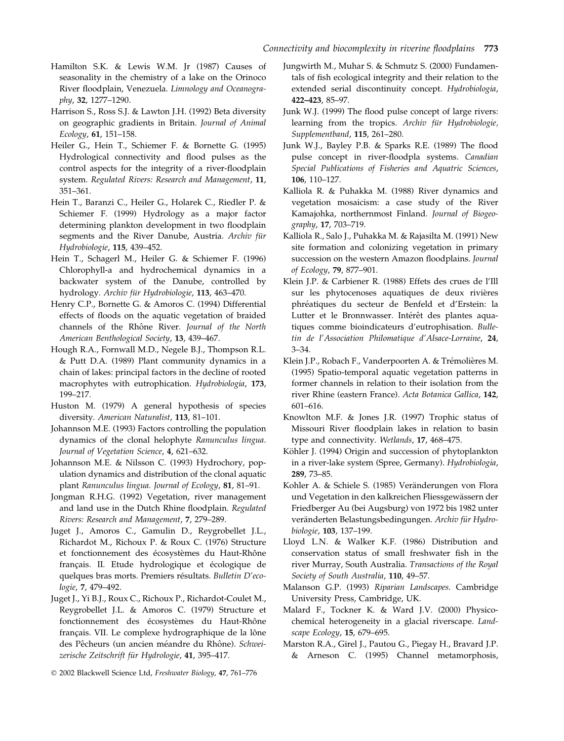Hamilton S.K. & Lewis W.M. Jr (1987) Causes of seasonality in the chemistry of a lake on the Orinoco River floodplain, Venezuela. *Limnology and Oceanography*, **32**, 1277–1290.

Harrison S., Ross S.J. & Lawton J.H. (1992) Beta diversity on geographic gradients in Britain. *Journal of Animal Ecology*, **61**, 151–158.

Heiler G., Hein T., Schiemer F. & Bornette G. (1995) Hydrological connectivity and flood pulses as the control aspects for the integrity of a river-floodplain system. *Regulated Rivers: Research and Management*, **11**, 351–361.

Hein T., Baranzi C., Heiler G., Holarek C., Riedler P. & Schiemer F. (1999) Hydrology as a major factor determining plankton development in two floodplain segments and the River Danube, Austria. *Archiv für Hydrobiologie*, **115**, 439–452.

Hein T., Schagerl M., Heiler G. & Schiemer F. (1996) Chlorophyll-a and hydrochemical dynamics in a backwater system of the Danube, controlled by hydrology. *Archiv für Hydrobiologie*, **113**, 463–470.

Henry C.P., Bornette G. & Amoros C. (1994) Differential effects of floods on the aquatic vegetation of braided channels of the Rhône River. *Journal of the North American Benthological Society*, **13**, 439–467.

Hough R.A., Fornwall M.D., Negele B.J., Thompson R.L. & Putt D.A. (1989) Plant community dynamics in a chain of lakes: principal factors in the decline of rooted macrophytes with eutrophication. *Hydrobiologia*, **173**, 199–217.

Huston M. (1979) A general hypothesis of species diversity. *American Naturalist*, **113**, 81–101.

Johannson M.E. (1993) Factors controlling the population dynamics of the clonal helophyte *Ranunculus lingua*. *Journal of Vegetation Science*, **4**, 621–632.

Johannson M.E. & Nilsson C. (1993) Hydrochory, population dynamics and distribution of the clonal aquatic plant *Ranunculus lingua*. *Journal of Ecology*, **81**, 81–91.

Jongman R.H.G. (1992) Vegetation, river management and land use in the Dutch Rhine floodplain. *Regulated Rivers: Research and Management*, **7**, 279–289.

Juget J., Amoros C., Gamulin D., Reygrobellet J.L., Richardot M., Richoux P. & Roux C. (1976) Structure et fonctionnement des écosystèmes du Haut-Rhône français. II. Etude hydrologique et écologique de quelques bras morts. Premiers résultats. *Bulletin D'ecologie*, **7**, 479–492.

Juget J., Yi B.J., Roux C., Richoux P., Richardot-Coulet M., Reygrobellet J.L. & Amoros C. (1979) Structure et fonctionnement des écosystèmes du Haut-Rhône français. VII. Le complexe hydrographique de la lône des Pêcheurs (un ancien méandre du Rhône). *Schweizerische Zeitschrift für Hydrologie*, **41**, 395–417.

Jungwirth M., Muhar S. & Schmutz S. (2000) Fundamentals of fish ecological integrity and their relation to the extended serial discontinuity concept. *Hydrobiologia*, **422–423**, 85–97.

Junk W.J. (1999) The flood pulse concept of large rivers: learning from the tropics. *Archiv für Hydrobiologie, Supplementband*, **115**, 261–280.

Junk W.J., Bayley P.B. & Sparks R.E. (1989) The flood pulse concept in river-floodpla systems. *Canadian Special Publications of Fisheries and Aquatic Sciences*, **106**, 110–127.

Kalliola R. & Puhakka M. (1988) River dynamics and vegetation mosaicism: a case study of the River Kamajohka, northernmost Finland. *Journal of Biogeography*, **17**, 703–719.

Kalliola R., Salo J., Puhakka M. & Rajasilta M. (1991) New site formation and colonizing vegetation in primary succession on the western Amazon floodplains. *Journal of Ecology*, **79**, 877–901.

Klein J.P. & Carbiener R. (1988) Effets des crues de l'Ill sur les phytocenoses aquatiques de deux rivières phréatiques du secteur de Benfeld et d'Erstein: la Lutter et le Bronnwasser. Intérêt des plantes aquatiques comme bioindicateurs d'eutrophisation. *Bulletin de l'Association Philomatique d'Alsace-Lorraine*, **24**, 3–34.

Klein J.P., Robach F., Vanderpoorten A. & Trémolières M. (1995) Spatio-temporal aquatic vegetation patterns in former channels in relation to their isolation from the river Rhine (eastern France). *Acta Botanica Gallica*, **142**, 601–616.

Knowlton M.F. & Jones J.R. (1997) Trophic status of Missouri River floodplain lakes in relation to basin type and connectivity. *Wetlands*, **17**, 468–475.

Köhler J. (1994) Origin and succession of phytoplankton in a river-lake system (Spree, Germany). *Hydrobiologia*, **289**, 73–85.

Kohler A. & Schiele S. (1985) Veränderungen von Flora und Vegetation in den kalkreichen Fliessgewässern der Friedberger Au (bei Augsburg) von 1972 bis 1982 unter veränderten Belastungsbedingungen. *Archiv für Hydrobiologie*, **103**, 137–199.

Lloyd L.N. & Walker K.F. (1986) Distribution and conservation status of small freshwater fish in the river Murray, South Australia. *Transactions of the Royal Society of South Australia*, **110**, 49–57.

Malanson G.P. (1993) *Riparian Landscapes*. Cambridge University Press, Cambridge, UK.

Malard F., Tockner K. & Ward J.V. (2000) Physico-chemical heterogeneity in a glacial riverscape. *Landscape Ecology*, **15**, 679–695.

Marston R.A., Girel J., Pautou G., Piegay H., Bravard J.P. & Arneson C. (1995) Channel metamorphosis,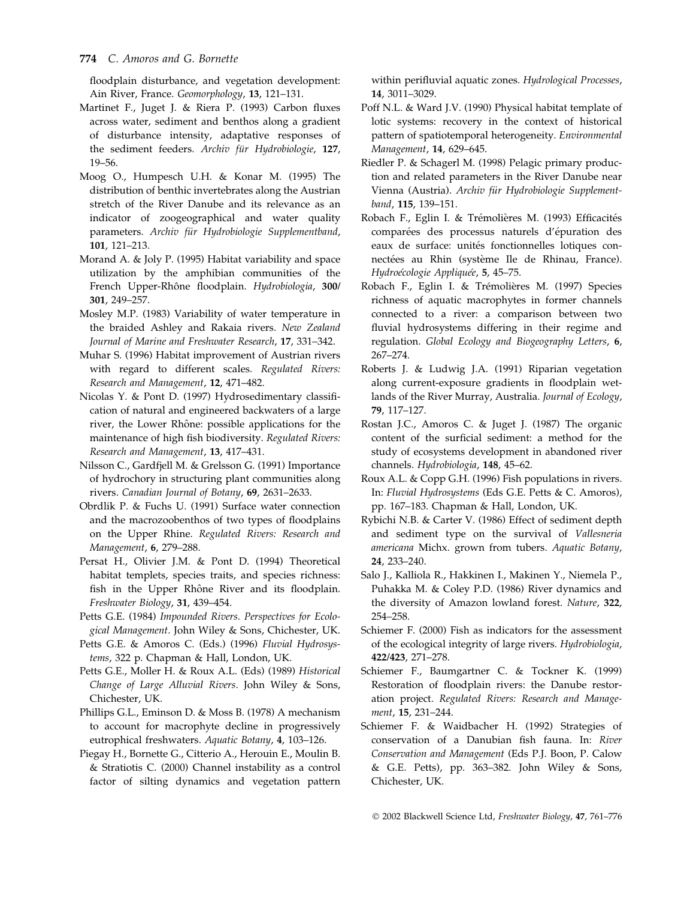floodplain disturbance, and vegetation development: Ain River, France. *Geomorphology*, **13**, 121–131.

Martinet F., Juget J. & Riera P. (1993) Carbon fluxes across water, sediment and benthos along a gradient of disturbance intensity, adaptative responses of the sediment feeders. *Archiv für Hydrobiologie*, **127**, 19–56.

Moog O., Humpesch U.H. & Konar M. (1995) The distribution of benthic invertebrates along the Austrian stretch of the River Danube and its relevance as an indicator of zoogeographical and water quality parameters. *Archiv für Hydrobiologie Supplementband*, **101**, 121–213.

Morand A. & Joly P. (1995) Habitat variability and space utilization by the amphibian communities of the French Upper-Rhône floodplain. *Hydrobiologia*, **300/301**, 249–257.

Mosley M.P. (1983) Variability of water temperature in the braided Ashley and Rakaia rivers. *New Zealand Journal of Marine and Freshwater Research*, **17**, 331–342.

Muhar S. (1996) Habitat improvement of Austrian rivers with regard to different scales. *Regulated Rivers: Research and Management*, **12**, 471–482.

Nicolas Y. & Pont D. (1997) Hydrosedimentary classification of natural and engineered backwaters of a large river, the Lower Rhône: possible applications for the maintenance of high fish biodiversity. *Regulated Rivers: Research and Management*, **13**, 417–431.

Nilsson C., Gardfjell M. & Grelsson G. (1991) Importance of hydrochory in structuring plant communities along rivers. *Canadian Journal of Botany*, **69**, 2631–2633.

Obrdlik P. & Fuchs U. (1991) Surface water connection and the macrozoobenthos of two types of floodplains on the Upper Rhine. *Regulated Rivers: Research and Management*, **6**, 279–288.

Persat H., Olivier J.M. & Pont D. (1994) Theoretical habitat templets, species traits, and species richness: fish in the Upper Rhône River and its floodplain. *Freshwater Biology*, **31**, 439–454.

Petts G.E. (1984) *Impounded Rivers. Perspectives for Ecological Management*. John Wiley & Sons, Chichester, UK.

Petts G.E. & Amoros C. (Eds.) (1996) *Fluvial Hydrosystems*, 322 p. Chapman & Hall, London, UK.

Petts G.E., Moller H. & Roux A.L. (Eds) (1989) *Historical Change of Large Alluvial Rivers*. John Wiley & Sons, Chichester, UK.

Phillips G.L., Eminson D. & Moss B. (1978) A mechanism to account for macrophyte decline in progressively eutrophical freshwaters. *Aquatic Botany*, **4**, 103–126.

Piegay H., Bornette G., Citterio A., Herouin E., Moulin B. & Stratiotis C. (2000) Channel instability as a control factor of silting dynamics and vegetation pattern within perifluvial aquatic zones. *Hydrological Processes*, **14**, 3011–3029.

Poff N.L. & Ward J.V. (1990) Physical habitat template of lotic systems: recovery in the context of historical pattern of spatiotemporal heterogeneity. *Environmental Management*, **14**, 629–645.

Riedler P. & Schagerl M. (1998) Pelagic primary production and related parameters in the River Danube near Vienna (Austria). *Archiv für Hydrobiologie Supplementband*, **115**, 139–151.

Robach F., Eglin I. & Trémolières M. (1993) Efficacités comparées des processus naturels d'épuration des eaux de surface: unités fonctionnelles lotiques connectées au Rhin (système Ile de Rhinau, France). *Hydroécologie Appliquée*, **5**, 45–75.

Robach F., Eglin I. & Trémolières M. (1997) Species richness of aquatic macrophytes in former channels connected to a river: a comparison between two fluvial hydrosystems differing in their regime and regulation. *Global Ecology and Biogeography Letters*, **6**, 267–274.

Roberts J. & Ludwig J.A. (1991) Riparian vegetation along current-exposure gradients in floodplain wetlands of the River Murray, Australia. *Journal of Ecology*, **79**, 117–127.

Rostan J.C., Amoros C. & Juget J. (1987) The organic content of the surficial sediment: a method for the study of ecosystems development in abandoned river channels. *Hydrobiologia*, **148**, 45–62.

Roux A.L. & Copp G.H. (1996) Fish populations in rivers. In: *Fluvial Hydrosystems* (Eds G.E. Petts & C. Amoros), pp. 167–183. Chapman & Hall, London, UK.

Rybichi N.B. & Carter V. (1986) Effect of sediment depth and sediment type on the survival of *Vallesneria americana* Michx. grown from tubers. *Aquatic Botany*, **24**, 233–240.

Salo J., Kalliola R., Hakkinen I., Makinen Y., Niemela P., Puhakka M. & Coley P.D. (1986) River dynamics and the diversity of Amazon lowland forest. *Nature*, **322**, 254–258.

Schiemer F. (2000) Fish as indicators for the assessment of the ecological integrity of large rivers. *Hydrobiologia*, **422/423**, 271–278.

Schiemer F., Baumgartner C. & Tockner K. (1999) Restoration of floodplain rivers: the Danube restoration project. *Regulated Rivers: Research and Management*, **15**, 231–244.

Schiemer F. & Waidbacher H. (1992) Strategies of conservation of a Danubian fish fauna. In: *River Conservation and Management* (Eds P.J. Boon, P. Calow & G.E. Petts), pp. 363–382. John Wiley & Sons, Chichester, UK.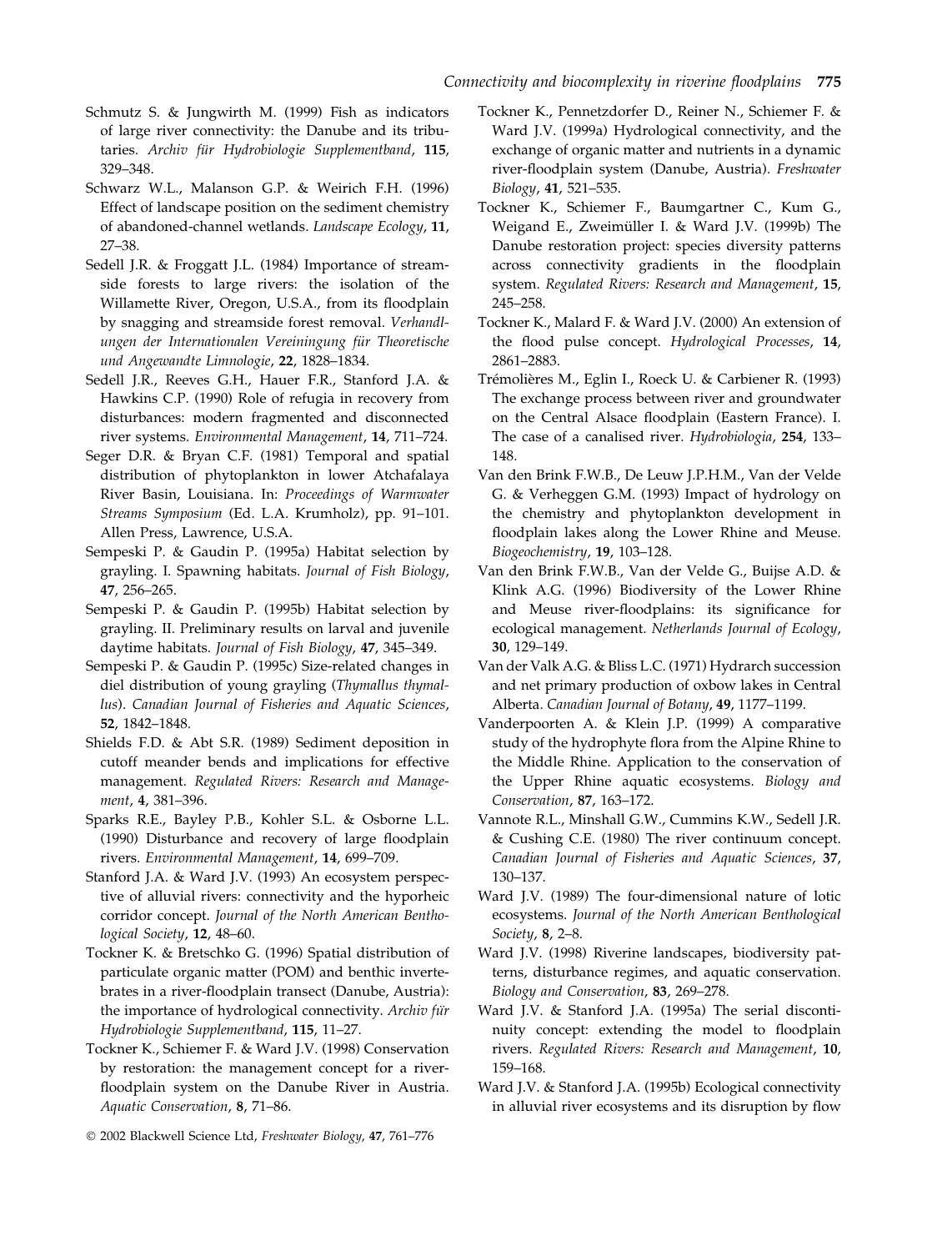Schmutz S. & Jungwirth M. (1999) Fish as indicators of large river connectivity: the Danube and its tributaries. *Archiv für Hydrobiologie Supplementband*, **115**, 329–348.

Schwarz W.L., Malanson G.P. & Weirich F.H. (1996) Effect of landscape position on the sediment chemistry of abandoned-channel wetlands. *Landscape Ecology*, **11**, 27–38.

Sedell J.R. & Froggatt J.L. (1984) Importance of streamside forests to large rivers: the isolation of the Willamette River, Oregon, U.S.A., from its floodplain by snagging and streamside forest removal. *Verhandlungen der Internationalen Vereiningung für Theoretische und Angewandte Limnologie*, **22**, 1828–1834.

Sedell J.R., Reeves G.H., Hauer F.R., Stanford J.A. & Hawkins C.P. (1990) Role of refugia in recovery from disturbances: modern fragmented and disconnected river systems. *Environmental Management*, **14**, 711–724.

Seger D.R. & Bryan C.F. (1981) Temporal and spatial distribution of phytoplankton in lower Atchafalaya River Basin, Louisiana. In: *Proceedings of Warmwater Streams Symposium* (Ed. L.A. Krumholz), pp. 91–101. Allen Press, Lawrence, U.S.A.

Sempeski P. & Gaudin P. (1995a) Habitat selection by grayling. I. Spawning habitats. *Journal of Fish Biology*, **47**, 256–265.

Sempeski P. & Gaudin P. (1995b) Habitat selection by grayling. II. Preliminary results on larval and juvenile daytime habitats. *Journal of Fish Biology*, **47**, 345–349.

Sempeski P. & Gaudin P. (1995c) Size-related changes in diel distribution of young grayling (*Thymallus thymallus*). *Canadian Journal of Fisheries and Aquatic Sciences*, **52**, 1842–1848.

Shields F.D. & Abt S.R. (1989) Sediment deposition in cutoff meander bends and implications for effective management. *Regulated Rivers: Research and Management*, **4**, 381–396.

Sparks R.E., Bayley P.B., Kohler S.L. & Osborne L.L. (1990) Disturbance and recovery of large floodplain rivers. *Environmental Management*, **14**, 699–709.

Stanford J.A. & Ward J.V. (1993) An ecosystem perspective of alluvial rivers: connectivity and the hyporheic corridor concept. *Journal of the North American Benthological Society*, **12**, 48–60.

Tockner K. & Bretschko G. (1996) Spatial distribution of particulate organic matter (POM) and benthic invertebrates in a river-floodplain transect (Danube, Austria): the importance of hydrological connectivity. *Archiv für Hydrobiologie Supplementband*, **115**, 11–27.

Tockner K., Schiemer F. & Ward J.V. (1998) Conservation by restoration: the management concept for a river-floodplain system on the Danube River in Austria. *Aquatic Conservation*, **8**, 71–86.

Tockner K., Pennetzdorfer D., Reiner N., Schiemer F. & Ward J.V. (1999a) Hydrological connectivity, and the exchange of organic matter and nutrients in a dynamic river-floodplain system (Danube, Austria). *Freshwater Biology*, **41**, 521–535.

Tockner K., Schiemer F., Baumgartner C., Kum G., Weigand E., Zweimüller I. & Ward J.V. (1999b) The Danube restoration project: species diversity patterns across connectivity gradients in the floodplain system. *Regulated Rivers: Research and Management*, **15**, 245–258.

Tockner K., Malard F. & Ward J.V. (2000) An extension of the flood pulse concept. *Hydrological Processes*, **14**, 2861–2883.

Trémolières M., Eglin I., Roeck U. & Carbiener R. (1993) The exchange process between river and groundwater on the Central Alsace floodplain (Eastern France). I. The case of a canalised river. *Hydrobiologia*, **254**, 133–148.

Van den Brink F.W.B., De Leuw J.P.H.M., Van der Velde G. & Verheggen G.M. (1993) Impact of hydrology on the chemistry and phytoplankton development in floodplain lakes along the Lower Rhine and Meuse. *Biogeochemistry*, **19**, 103–128.

Van den Brink F.W.B., Van der Velde G., Buijse A.D. & Klink A.G. (1996) Biodiversity of the Lower Rhine and Meuse river-floodplains: its significance for ecological management. *Netherlands Journal of Ecology*, **30**, 129–149.

Van der Valk A.G. & Bliss L.C. (1971) Hydrarch succession and net primary production of oxbow lakes in Central Alberta. *Canadian Journal of Botany*, **49**, 1177–1199.

Vanderpoorten A. & Klein J.P. (1999) A comparative study of the hydrophyte flora from the Alpine Rhine to the Middle Rhine. Application to the conservation of the Upper Rhine aquatic ecosystems. *Biology and Conservation*, **87**, 163–172.

Vannote R.L., Minshall G.W., Cummins K.W., Sedell J.R. & Cushing C.E. (1980) The river continuum concept. *Canadian Journal of Fisheries and Aquatic Sciences*, **37**, 130–137.

Ward J.V. (1989) The four-dimensional nature of lotic ecosystems. *Journal of the North American Benthological Society*, **8**, 2–8.

Ward J.V. (1998) Riverine landscapes, biodiversity patterns, disturbance regimes, and aquatic conservation. *Biology and Conservation*, **83**, 269–278.

Ward J.V. & Stanford J.A. (1995a) The serial discontinuity concept: extending the model to floodplain rivers. *Regulated Rivers: Research and Management*, **10**, 159–168.

Ward J.V. & Stanford J.A. (1995b) Ecological connectivity in alluvial river ecosystems and its disruption by flow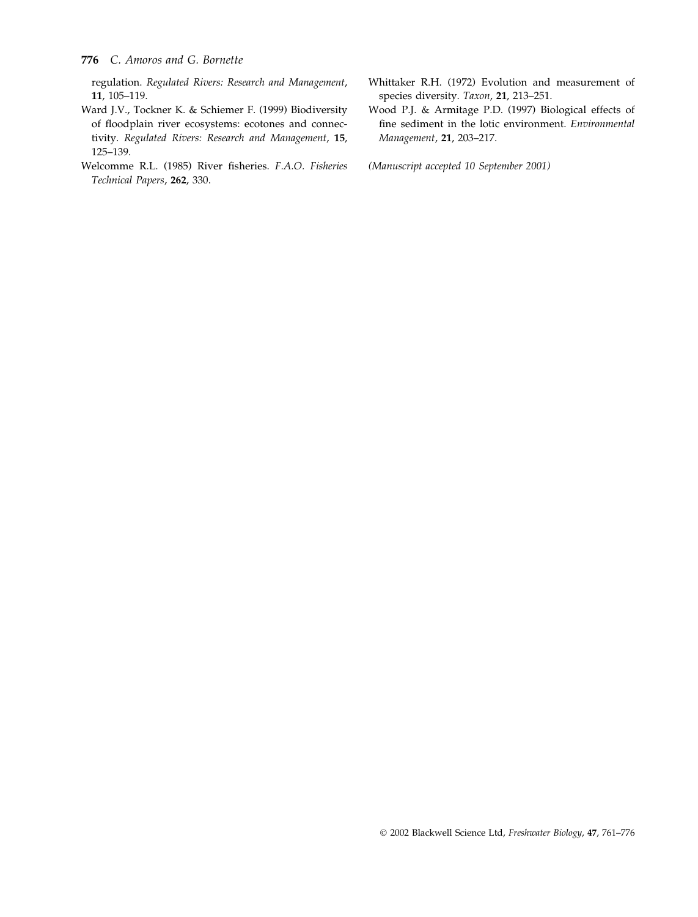regulation. *Regulated Rivers: Research and Management*, **11**, 105–119.

Ward J.V., Tockner K. & Schiemer F. (1999) Biodiversity of floodplain river ecosystems: ecotones and connectivity. *Regulated Rivers: Research and Management*, **15**, 125–139.

Welcomme R.L. (1985) River fisheries. *F.A.O. Fisheries Technical Papers*, **262**, 330.

Whittaker R.H. (1972) Evolution and measurement of species diversity. *Taxon*, **21**, 213–251.

Wood P.J. & Armitage P.D. (1997) Biological effects of fine sediment in the lotic environment. *Environmental Management*, **21**, 203–217.

*(Manuscript accepted 10 September 2001)*